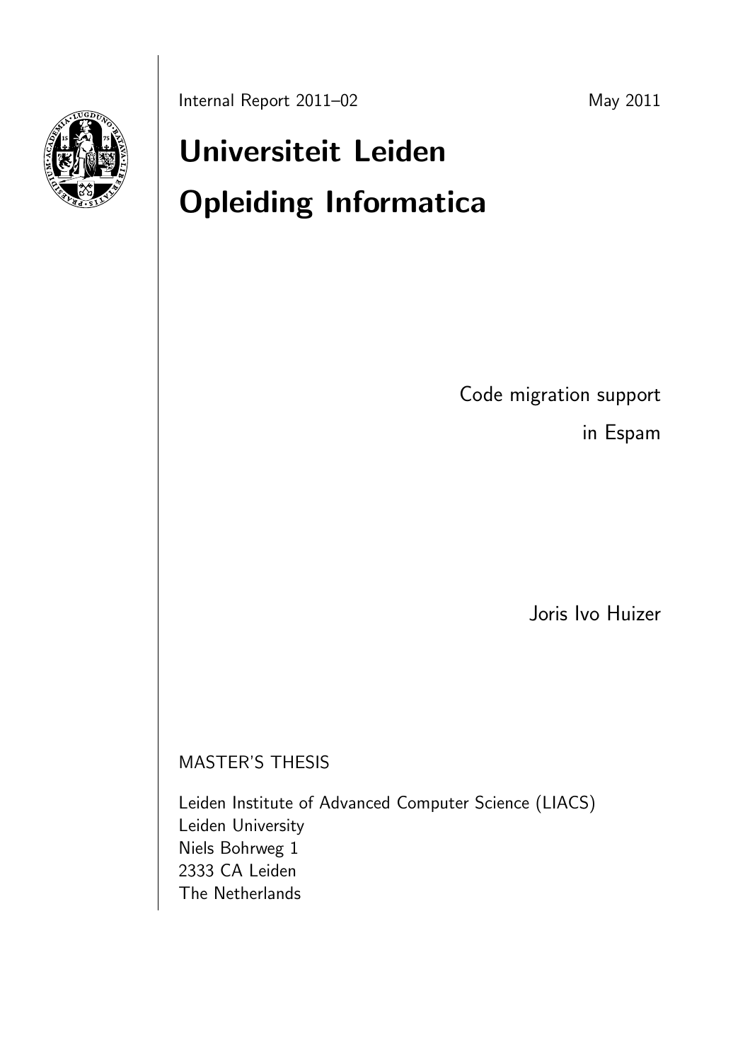Internal Report 2011–02

May 2011

# Universiteit Leiden

# Opleiding Informatica

Code migration support

in Espam

Joris Ivo Huizer

MASTER'S THESIS

Leiden Institute of Advanced Computer Science (LIACS)
Leiden University
Niels Bohrweg 1
2333 CA Leiden
The Netherlands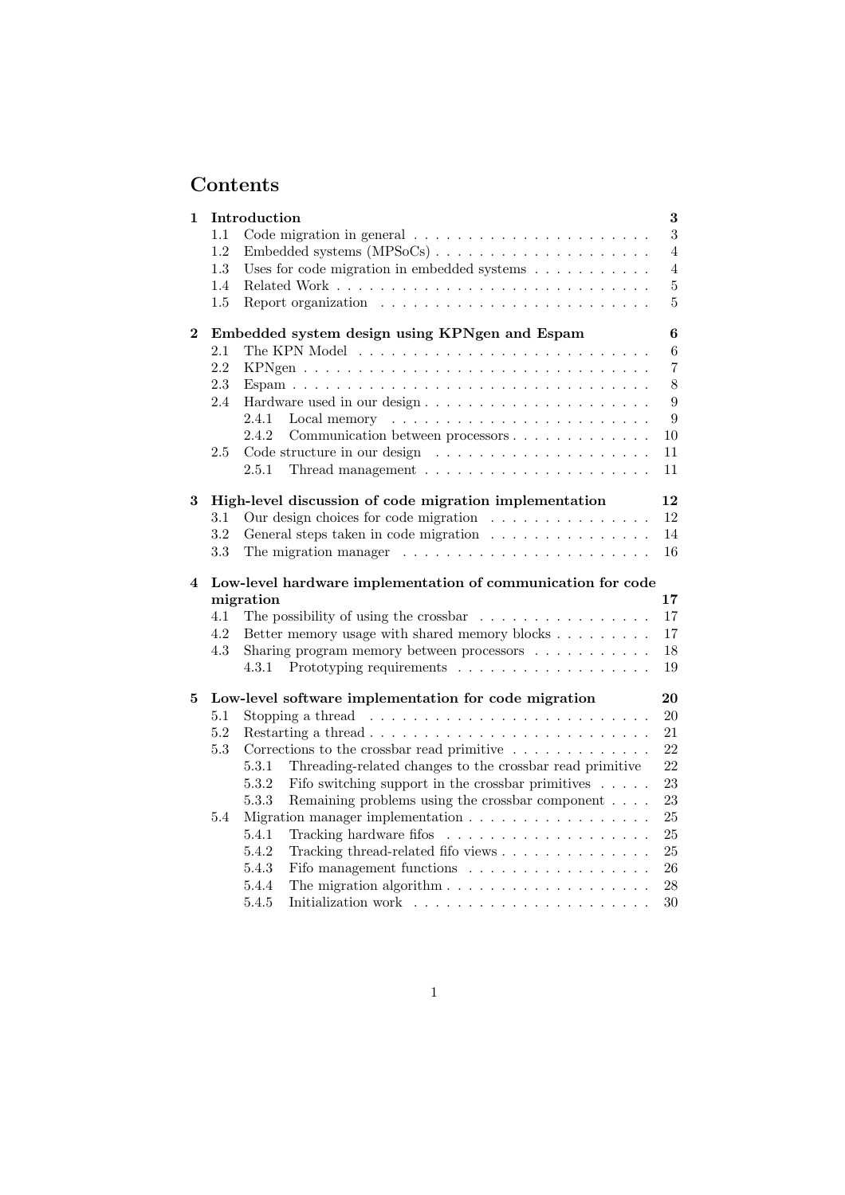# Contents

**1 Introduction** **3**

- 1.1 Code migration in general . . . . . . . . . . . . . . . . . . . . . . 3
- 1.2 Embedded systems (MPSoCs) . . . . . . . . . . . . . . . . . . . . 4
- 1.3 Uses for code migration in embedded systems . . . . . . . . . . . 4
- 1.4 Related Work . . . . . . . . . . . . . . . . . . . . . . . . . . . . . 5
- 1.5 Report organization . . . . . . . . . . . . . . . . . . . . . . . . . 5

**2 Embedded system design using KPNgen and Espam** **6**

- 2.1 The KPN Model . . . . . . . . . . . . . . . . . . . . . . . . . . . 6
- 2.2 KPNgen . . . . . . . . . . . . . . . . . . . . . . . . . . . . . . . . 7
- 2.3 Espam . . . . . . . . . . . . . . . . . . . . . . . . . . . . . . . . . 8
- 2.4 Hardware used in our design . . . . . . . . . . . . . . . . . . . . . 9
  - 2.4.1 Local memory . . . . . . . . . . . . . . . . . . . . . . . . 9
  - 2.4.2 Communication between processors . . . . . . . . . . . . . 10
- 2.5 Code structure in our design . . . . . . . . . . . . . . . . . . . . 11
  - 2.5.1 Thread management . . . . . . . . . . . . . . . . . . . . . 11

**3 High-level discussion of code migration implementation** **12**

- 3.1 Our design choices for code migration . . . . . . . . . . . . . . . 12
- 3.2 General steps taken in code migration . . . . . . . . . . . . . . . 14
- 3.3 The migration manager . . . . . . . . . . . . . . . . . . . . . . . 16

**4 Low-level hardware implementation of communication for code migration** **17**

- 4.1 The possibility of using the crossbar . . . . . . . . . . . . . . . . 17
- 4.2 Better memory usage with shared memory blocks . . . . . . . . . 17
- 4.3 Sharing program memory between processors . . . . . . . . . . . 18
  - 4.3.1 Prototyping requirements . . . . . . . . . . . . . . . . . . 19

**5 Low-level software implementation for code migration** **20**

- 5.1 Stopping a thread . . . . . . . . . . . . . . . . . . . . . . . . . . 20
- 5.2 Restarting a thread . . . . . . . . . . . . . . . . . . . . . . . . . . 21
- 5.3 Corrections to the crossbar read primitive . . . . . . . . . . . . . 22
  - 5.3.1 Threading-related changes to the crossbar read primitive 22
  - 5.3.2 Fifo switching support in the crossbar primitives . . . . . 23
  - 5.3.3 Remaining problems using the crossbar component . . . . 23
- 5.4 Migration manager implementation . . . . . . . . . . . . . . . . . 25
  - 5.4.1 Tracking hardware fifos . . . . . . . . . . . . . . . . . . . 25
  - 5.4.2 Tracking thread-related fifo views . . . . . . . . . . . . . . 25
  - 5.4.3 Fifo management functions . . . . . . . . . . . . . . . . . 26
  - 5.4.4 The migration algorithm . . . . . . . . . . . . . . . . . . . 28
  - 5.4.5 Initialization work . . . . . . . . . . . . . . . . . . . . . . 30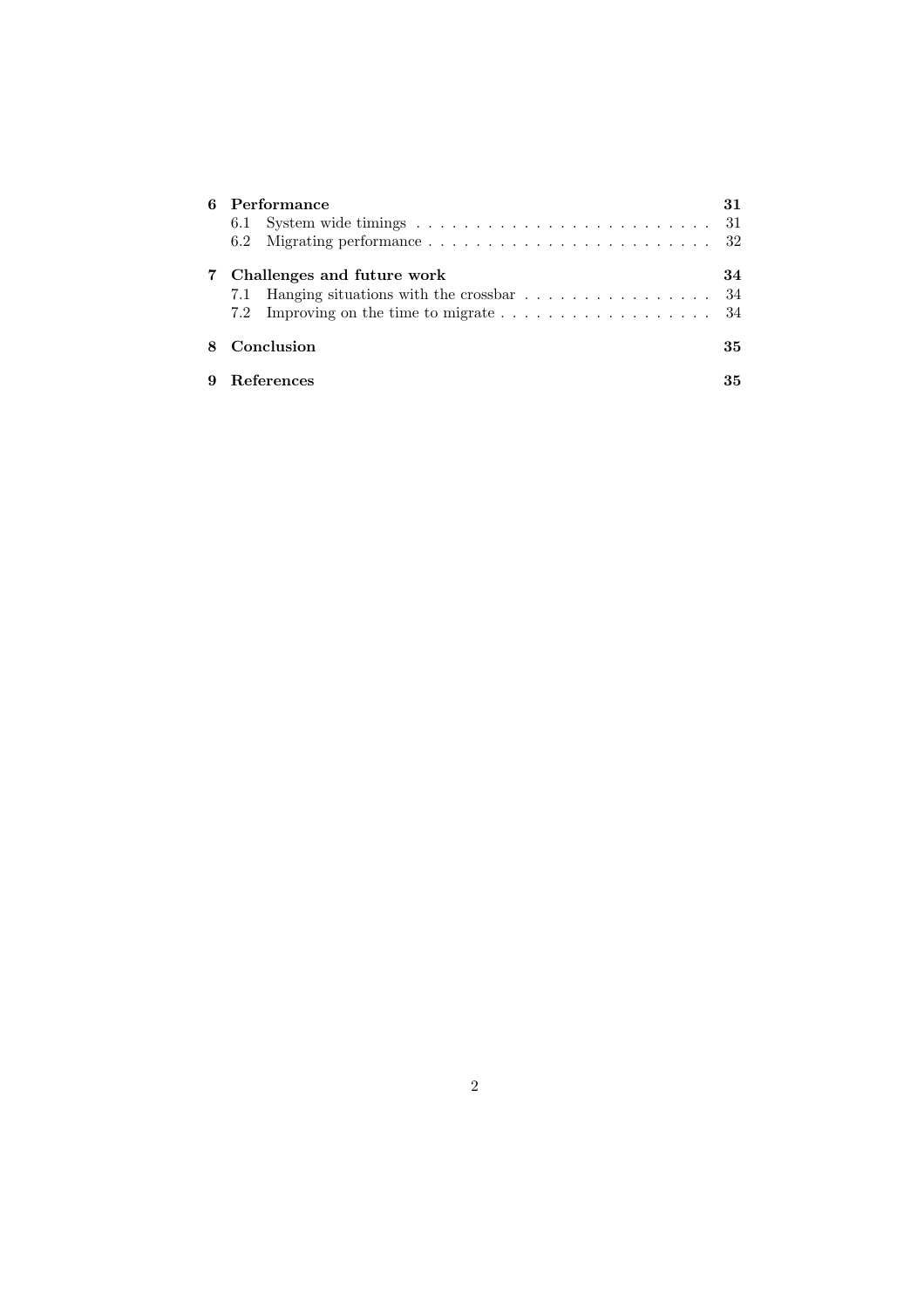| | | |
|---|---|---|
| **6** | **Performance** | **31** |
| 6.1 | System wide timings | 31 |
| 6.2 | Migrating performance | 32 |
| **7** | **Challenges and future work** | **34** |
| 7.1 | Hanging situations with the crossbar | 34 |
| 7.2 | Improving on the time to migrate | 34 |
| **8** | **Conclusion** | **35** |
| **9** | **References** | **35** |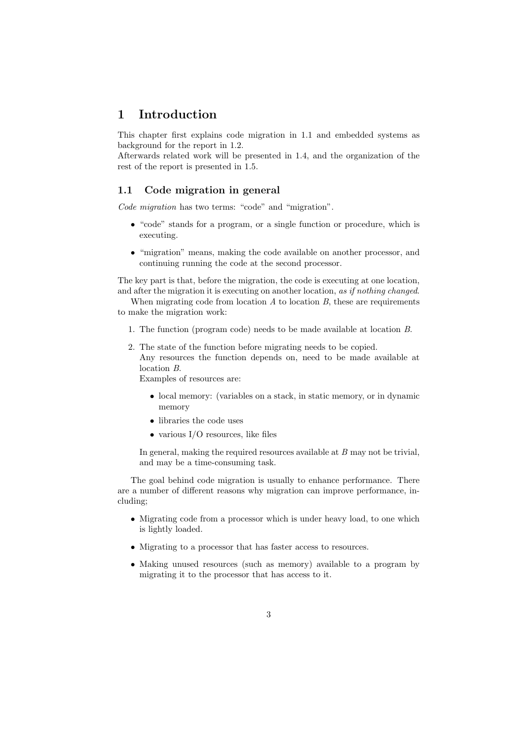# 1 Introduction

This chapter first explains code migration in 1.1 and embedded systems as background for the report in 1.2.
Afterwards related work will be presented in 1.4, and the organization of the rest of the report is presented in 1.5.

## 1.1 Code migration in general

*Code migration* has two terms: "code" and "migration".

- "code" stands for a program, or a single function or procedure, which is executing.
- "migration" means, making the code available on another processor, and continuing running the code at the second processor.

The key part is that, before the migration, the code is executing at one location, and after the migration it is executing on another location, *as if nothing changed*.

When migrating code from location $A$ to location $B$, these are requirements to make the migration work:

1. The function (program code) needs to be made available at location $B$.
2. The state of the function before migrating needs to be copied.
   Any resources the function depends on, need to be made available at location $B$.
   Examples of resources are:
   - local memory: (variables on a stack, in static memory, or in dynamic memory
   - libraries the code uses
   - various I/O resources, like files

   In general, making the required resources available at $B$ may not be trivial, and may be a time-consuming task.

The goal behind code migration is usually to enhance performance. There are a number of different reasons why migration can improve performance, including;

- Migrating code from a processor which is under heavy load, to one which is lightly loaded.
- Migrating to a processor that has faster access to resources.
- Making unused resources (such as memory) available to a program by migrating it to the processor that has access to it.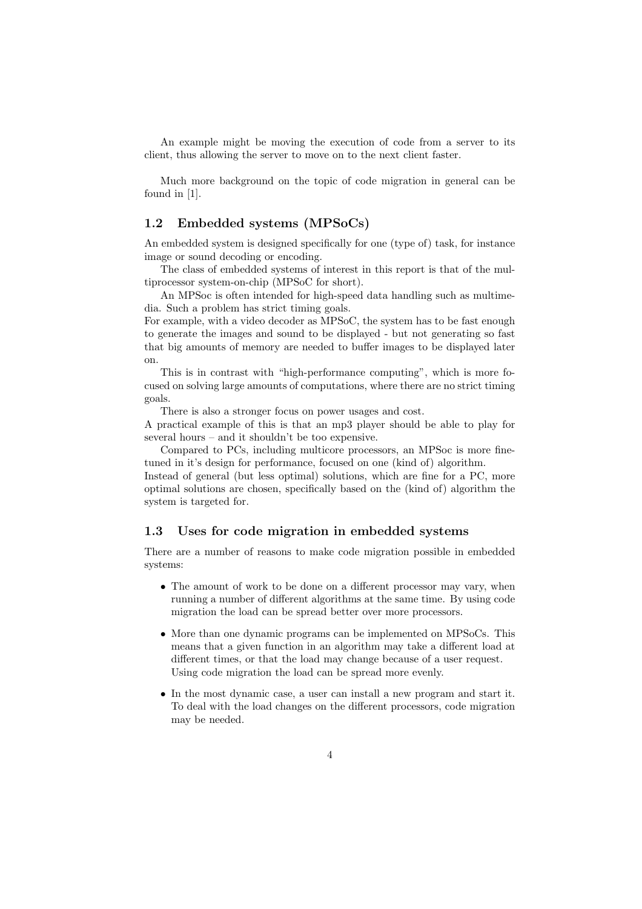An example might be moving the execution of code from a server to its client, thus allowing the server to move on to the next client faster.

Much more background on the topic of code migration in general can be found in [1].

## 1.2 Embedded systems (MPSoCs)

An embedded system is designed specifically for one (type of) task, for instance image or sound decoding or encoding.

The class of embedded systems of interest in this report is that of the multiprocessor system-on-chip (MPSoC for short).

An MPSoc is often intended for high-speed data handling such as multimedia. Such a problem has strict timing goals.
For example, with a video decoder as MPSoC, the system has to be fast enough to generate the images and sound to be displayed - but not generating so fast that big amounts of memory are needed to buffer images to be displayed later on.

This is in contrast with "high-performance computing", which is more focused on solving large amounts of computations, where there are no strict timing goals.

There is also a stronger focus on power usages and cost.
A practical example of this is that an mp3 player should be able to play for several hours – and it shouldn't be too expensive.

Compared to PCs, including multicore processors, an MPSoc is more fine-tuned in it's design for performance, focused on one (kind of) algorithm.
Instead of general (but less optimal) solutions, which are fine for a PC, more optimal solutions are chosen, specifically based on the (kind of) algorithm the system is targeted for.

## 1.3 Uses for code migration in embedded systems

There are a number of reasons to make code migration possible in embedded systems:

- The amount of work to be done on a different processor may vary, when running a number of different algorithms at the same time. By using code migration the load can be spread better over more processors.
- More than one dynamic programs can be implemented on MPSoCs. This means that a given function in an algorithm may take a different load at different times, or that the load may change because of a user request. Using code migration the load can be spread more evenly.
- In the most dynamic case, a user can install a new program and start it. To deal with the load changes on the different processors, code migration may be needed.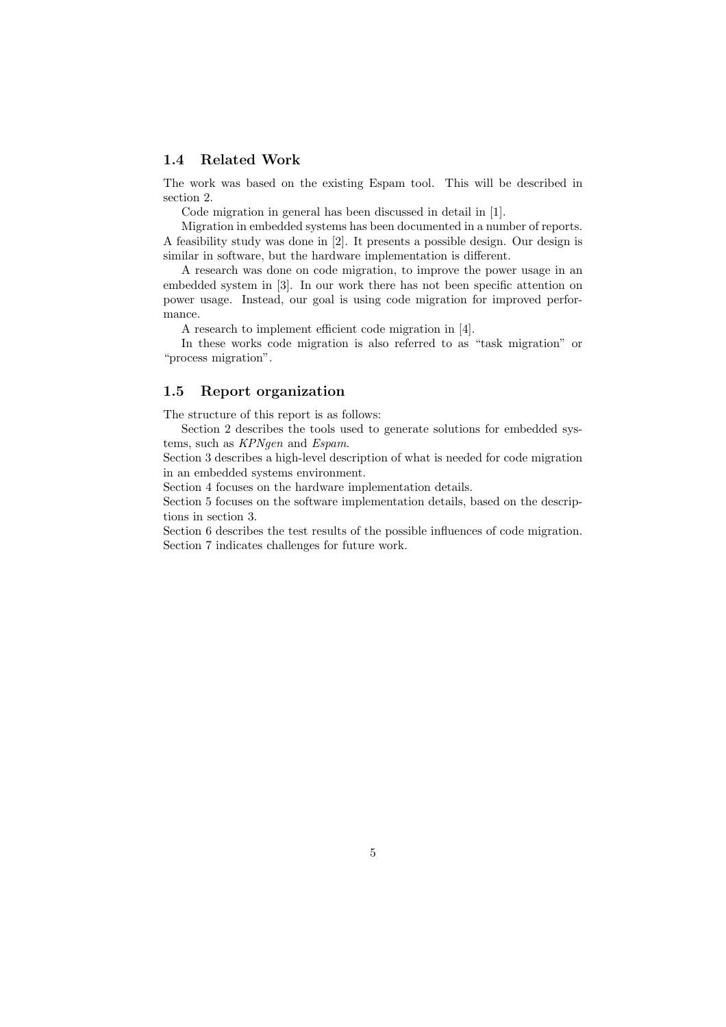### 1.4 Related Work

The work was based on the existing Espam tool. This will be described in section 2.

Code migration in general has been discussed in detail in [1].

Migration in embedded systems has been documented in a number of reports. A feasibility study was done in [2]. It presents a possible design. Our design is similar in software, but the hardware implementation is different.

A research was done on code migration, to improve the power usage in an embedded system in [3]. In our work there has not been specific attention on power usage. Instead, our goal is using code migration for improved performance.

A research to implement efficient code migration in [4].

In these works code migration is also referred to as "task migration" or "process migration".

### 1.5 Report organization

The structure of this report is as follows:

Section 2 describes the tools used to generate solutions for embedded systems, such as *KPNgen* and *Espam*.
Section 3 describes a high-level description of what is needed for code migration in an embedded systems environment.
Section 4 focuses on the hardware implementation details.
Section 5 focuses on the software implementation details, based on the descriptions in section 3.
Section 6 describes the test results of the possible influences of code migration.
Section 7 indicates challenges for future work.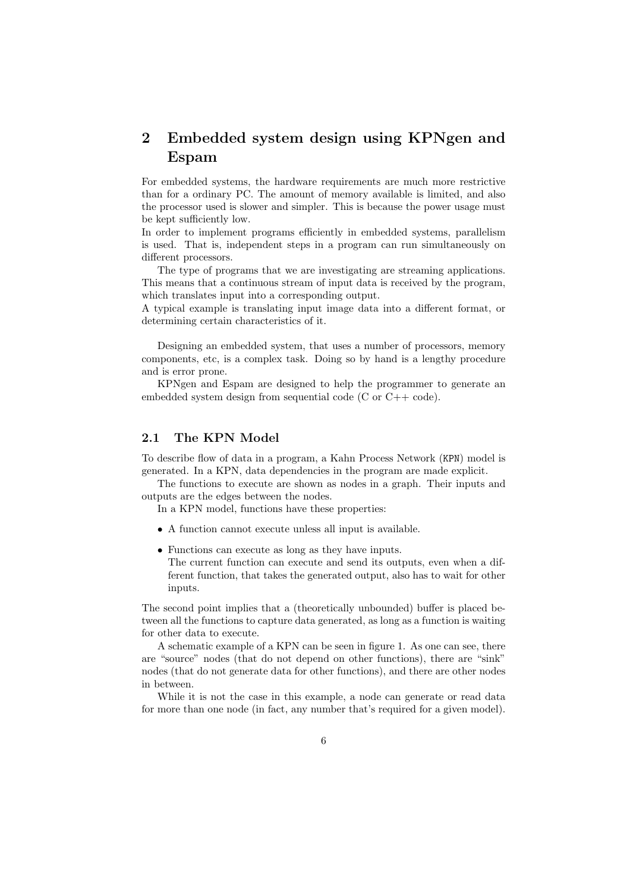# 2 Embedded system design using KPNgen and Espam

For embedded systems, the hardware requirements are much more restrictive than for a ordinary PC. The amount of memory available is limited, and also the processor used is slower and simpler. This is because the power usage must be kept sufficiently low.
In order to implement programs efficiently in embedded systems, parallelism is used. That is, independent steps in a program can run simultaneously on different processors.

The type of programs that we are investigating are streaming applications. This means that a continuous stream of input data is received by the program, which translates input into a corresponding output.
A typical example is translating input image data into a different format, or determining certain characteristics of it.

Designing an embedded system, that uses a number of processors, memory components, etc, is a complex task. Doing so by hand is a lengthy procedure and is error prone.

KPNgen and Espam are designed to help the programmer to generate an embedded system design from sequential code (C or C++ code).

## 2.1 The KPN Model

To describe flow of data in a program, a Kahn Process Network (KPN) model is generated. In a KPN, data dependencies in the program are made explicit.

The functions to execute are shown as nodes in a graph. Their inputs and outputs are the edges between the nodes.

In a KPN model, functions have these properties:

- A function cannot execute unless all input is available.
- Functions can execute as long as they have inputs.
  The current function can execute and send its outputs, even when a different function, that takes the generated output, also has to wait for other inputs.

The second point implies that a (theoretically unbounded) buffer is placed between all the functions to capture data generated, as long as a function is waiting for other data to execute.

A schematic example of a KPN can be seen in figure 1. As one can see, there are "source" nodes (that do not depend on other functions), there are "sink" nodes (that do not generate data for other functions), and there are other nodes in between.

While it is not the case in this example, a node can generate or read data for more than one node (in fact, any number that's required for a given model).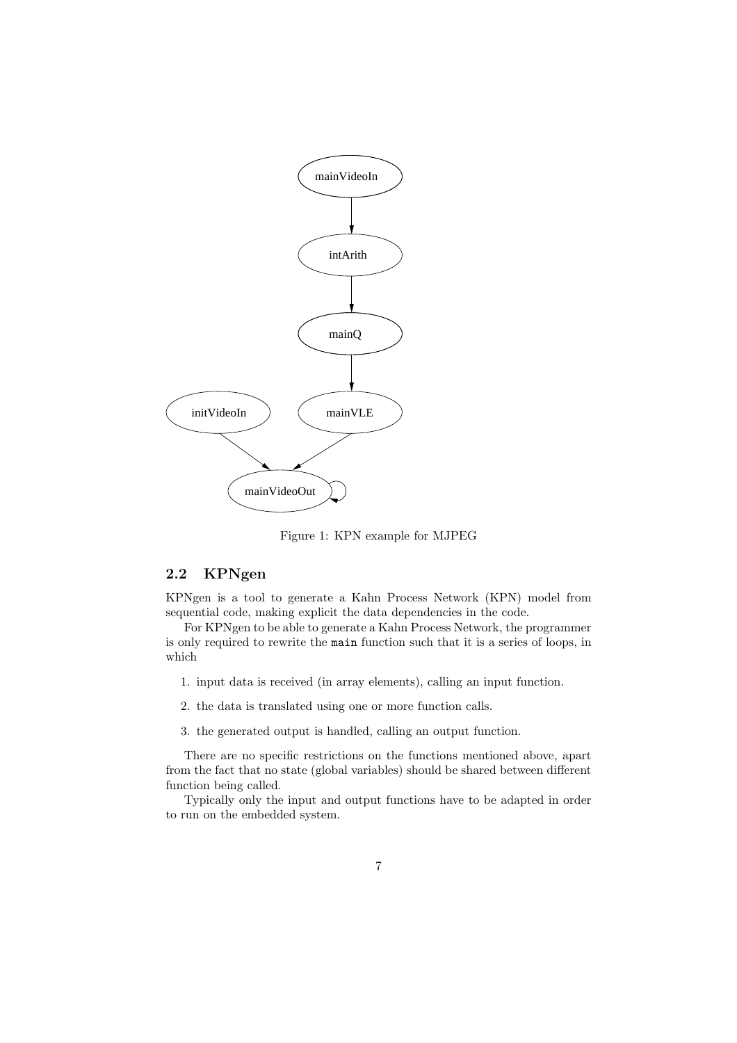Figure 1: KPN example for MJPEG

## 2.2 KPNgen

KPNgen is a tool to generate a Kahn Process Network (KPN) model from sequential code, making explicit the data dependencies in the code.

For KPNgen to be able to generate a Kahn Process Network, the programmer is only required to rewrite the `main` function such that it is a series of loops, in which

1. input data is received (in array elements), calling an input function.
2. the data is translated using one or more function calls.
3. the generated output is handled, calling an output function.

There are no specific restrictions on the functions mentioned above, apart from the fact that no state (global variables) should be shared between different function being called.

Typically only the input and output functions have to be adapted in order to run on the embedded system.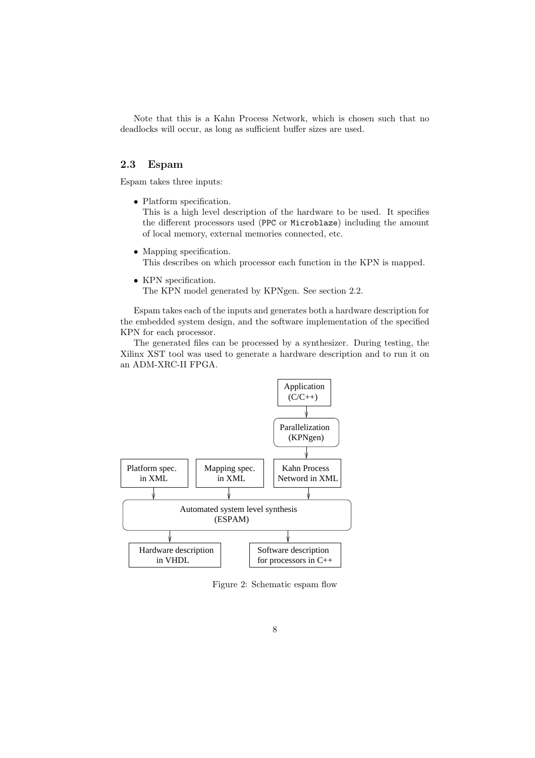Note that this is a Kahn Process Network, which is chosen such that no deadlocks will occur, as long as sufficient buffer sizes are used.

### 2.3 Espam

Espam takes three inputs:

- Platform specification.
  This is a high level description of the hardware to be used. It specifies the different processors used (PPC or Microblaze) including the amount of local memory, external memories connected, etc.
- Mapping specification.
  This describes on which processor each function in the KPN is mapped.
- KPN specification.
  The KPN model generated by KPNgen. See section 2.2.

Espam takes each of the inputs and generates both a hardware description for the embedded system design, and the software implementation of the specified KPN for each processor.

The generated files can be processed by a synthesizer. During testing, the Xilinx XST tool was used to generate a hardware description and to run it on an ADM-XRC-II FPGA.

Application (C/C++)

Parallelization (KPNgen)

Platform spec. in XML

Mapping spec. in XML

Kahn Process Netword in XML

Automated system level synthesis (ESPAM)

Hardware description in VHDL

Software description for processors in C++

Figure 2: Schematic espam flow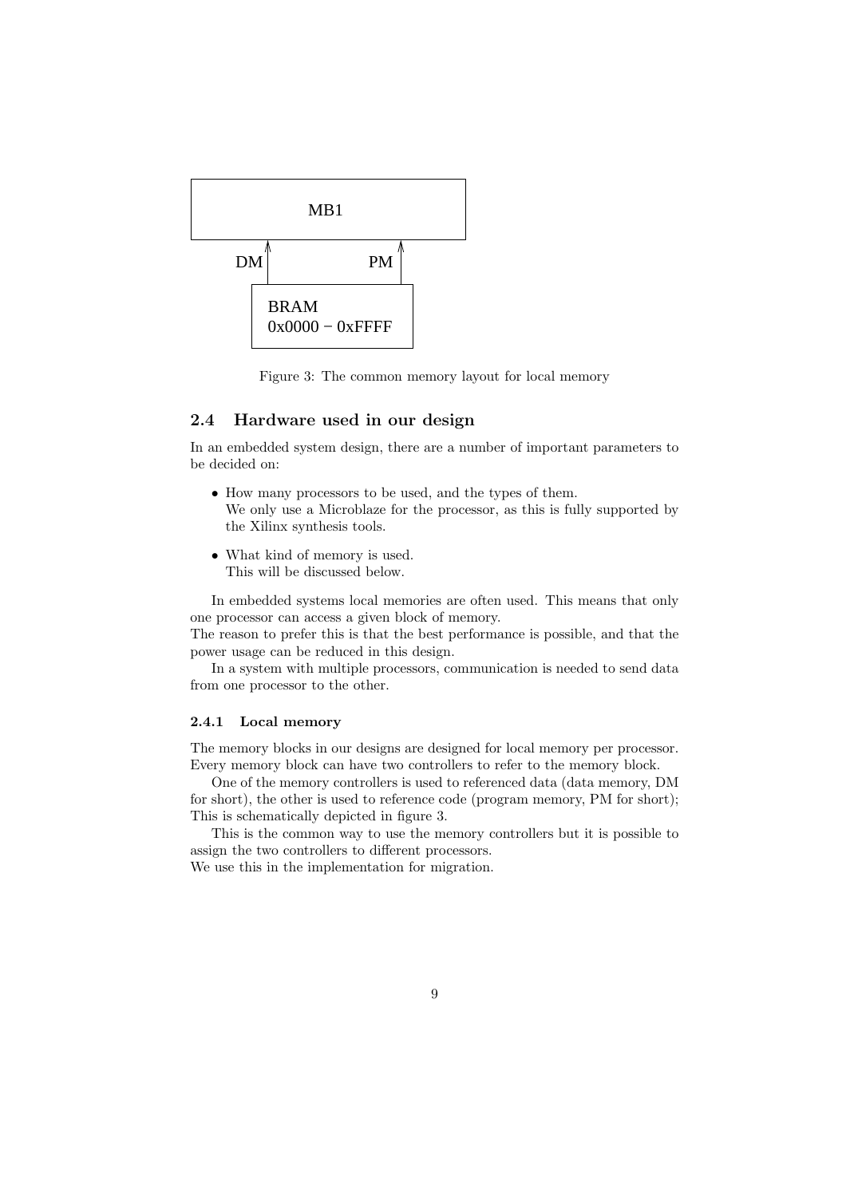Figure 3: The common memory layout for local memory

## 2.4 Hardware used in our design

In an embedded system design, there are a number of important parameters to be decided on:

- How many processors to be used, and the types of them.
  We only use a Microblaze for the processor, as this is fully supported by the Xilinx synthesis tools.
- What kind of memory is used.
  This will be discussed below.

In embedded systems local memories are often used. This means that only one processor can access a given block of memory.
The reason to prefer this is that the best performance is possible, and that the power usage can be reduced in this design.

In a system with multiple processors, communication is needed to send data from one processor to the other.

### 2.4.1 Local memory

The memory blocks in our designs are designed for local memory per processor. Every memory block can have two controllers to refer to the memory block.

One of the memory controllers is used to referenced data (data memory, DM for short), the other is used to reference code (program memory, PM for short); This is schematically depicted in figure 3.

This is the common way to use the memory controllers but it is possible to assign the two controllers to different processors.
We use this in the implementation for migration.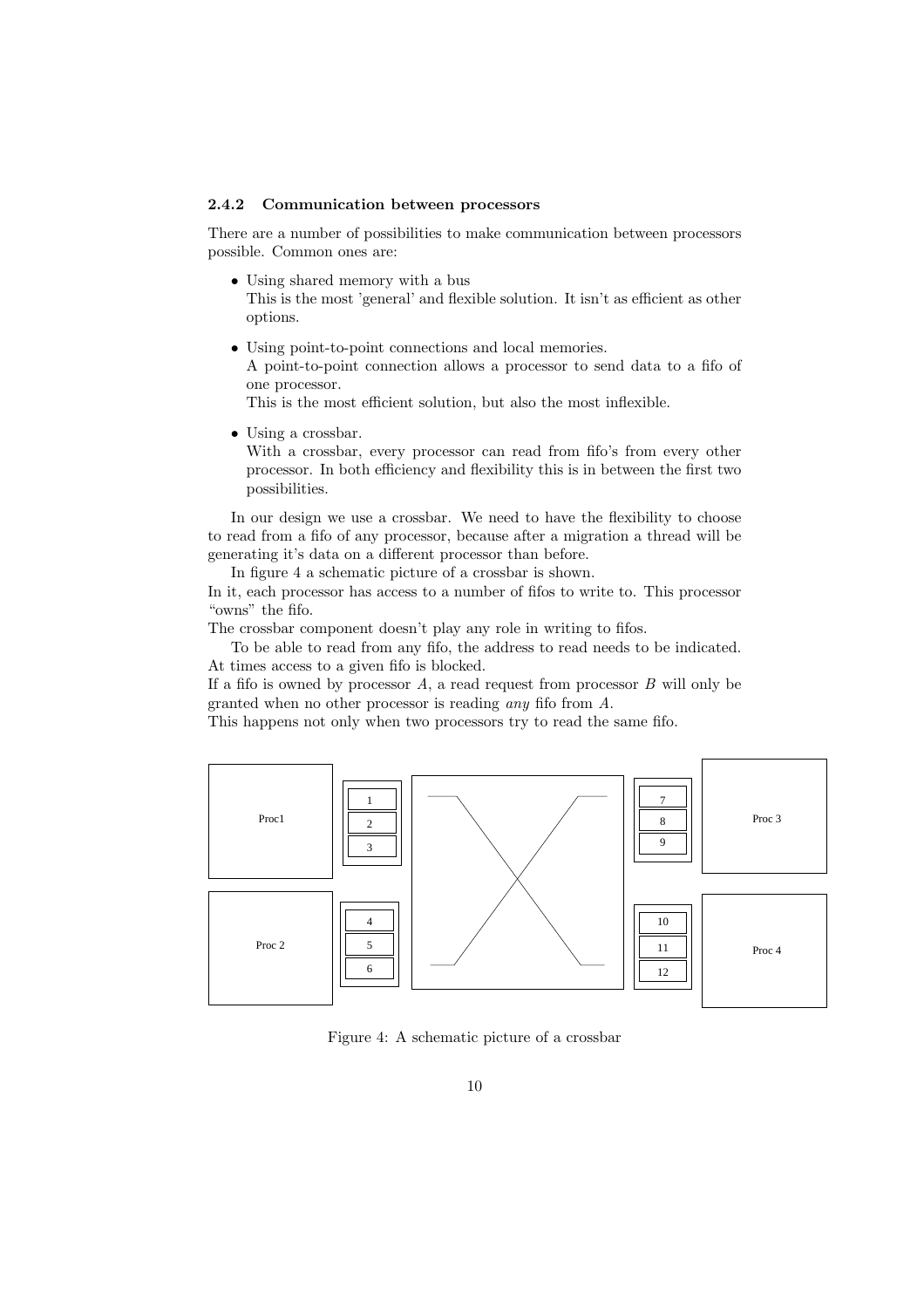### 2.4.2 Communication between processors

There are a number of possibilities to make communication between processors possible. Common ones are:

- Using shared memory with a bus
  This is the most 'general' and flexible solution. It isn't as efficient as other options.
- Using point-to-point connections and local memories.
  A point-to-point connection allows a processor to send data to a fifo of one processor.
  This is the most efficient solution, but also the most inflexible.
- Using a crossbar.
  With a crossbar, every processor can read from fifo's from every other processor. In both efficiency and flexibility this is in between the first two possibilities.

In our design we use a crossbar. We need to have the flexibility to choose to read from a fifo of any processor, because after a migration a thread will be generating it's data on a different processor than before.

In figure 4 a schematic picture of a crossbar is shown.
In it, each processor has access to a number of fifos to write to. This processor "owns" the fifo.
The crossbar component doesn't play any role in writing to fifos.

To be able to read from any fifo, the address to read needs to be indicated. At times access to a given fifo is blocked.
If a fifo is owned by processor $A$, a read request from processor $B$ will only be granted when no other processor is reading *any* fifo from $A$.
This happens not only when two processors try to read the same fifo.

Proc1 | 1 2 3 | Proc 3 | 7 8 9
Proc 2 | 4 5 6 | Proc 4 | 10 11 12

Figure 4: A schematic picture of a crossbar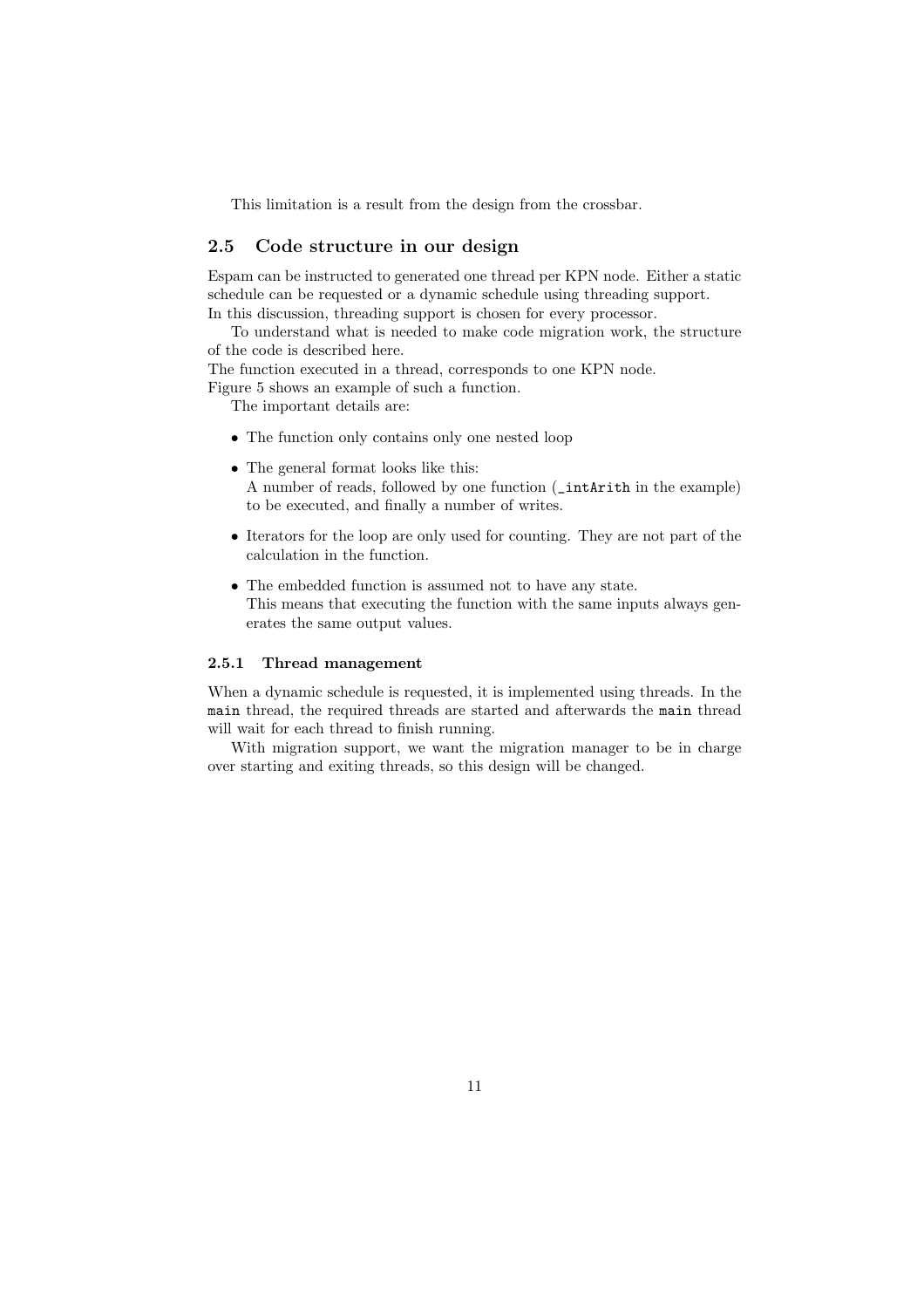This limitation is a result from the design from the crossbar.

## 2.5 Code structure in our design

Espam can be instructed to generated one thread per KPN node. Either a static schedule can be requested or a dynamic schedule using threading support.
In this discussion, threading support is chosen for every processor.

To understand what is needed to make code migration work, the structure of the code is described here.
The function executed in a thread, corresponds to one KPN node.
Figure 5 shows an example of such a function.

The important details are:

- The function only contains only one nested loop
- The general format looks like this:
  A number of reads, followed by one function (`_intArith` in the example) to be executed, and finally a number of writes.
- Iterators for the loop are only used for counting. They are not part of the calculation in the function.
- The embedded function is assumed not to have any state.
  This means that executing the function with the same inputs always generates the same output values.

### 2.5.1 Thread management

When a dynamic schedule is requested, it is implemented using threads. In the `main` thread, the required threads are started and afterwards the `main` thread will wait for each thread to finish running.

With migration support, we want the migration manager to be in charge over starting and exiting threads, so this design will be changed.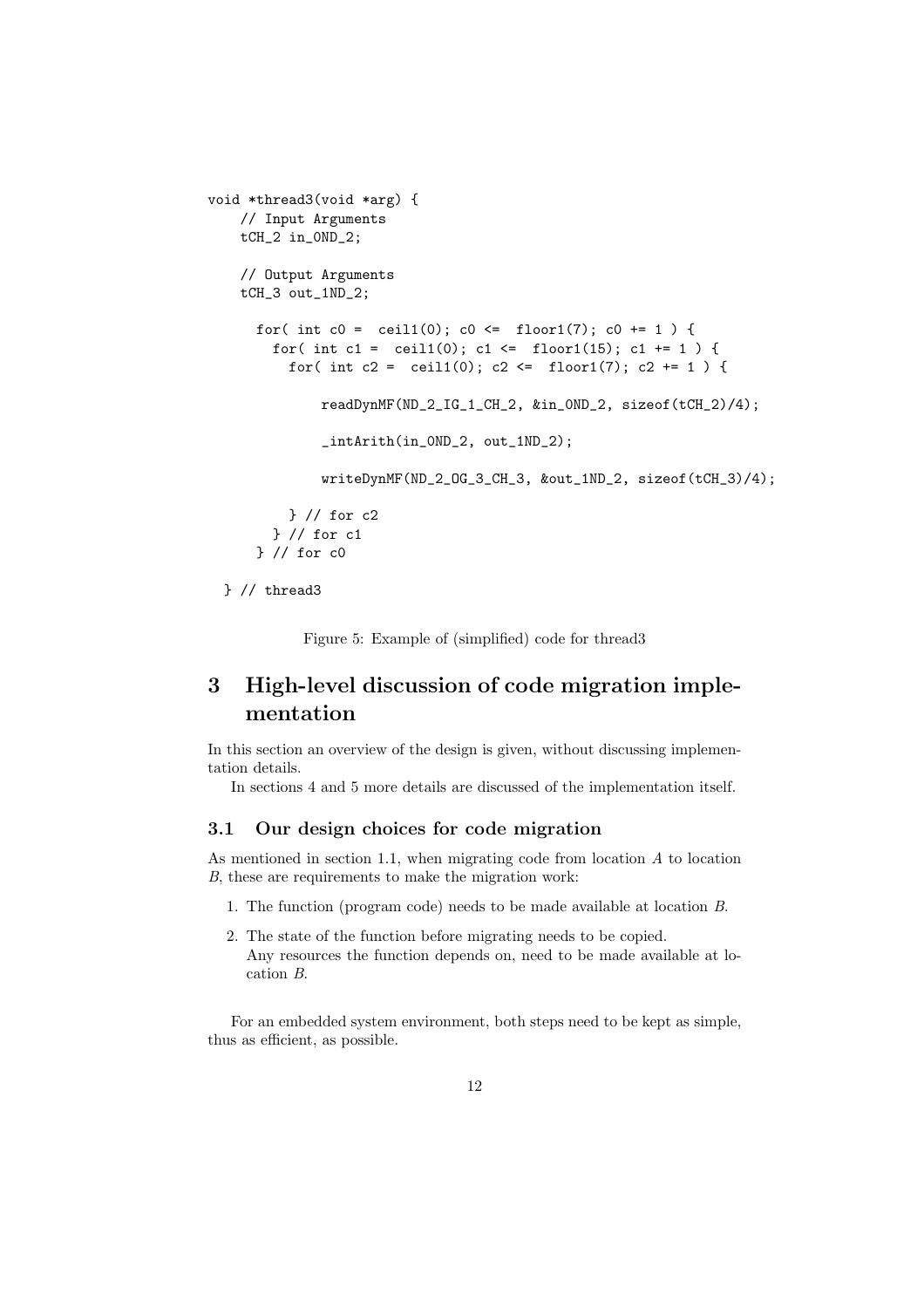```
void *thread3(void *arg) {
    // Input Arguments
    tCH_2 in_0ND_2;

    // Output Arguments
    tCH_3 out_1ND_2;

      for( int c0 =  ceil1(0); c0 <=  floor1(7); c0 += 1 ) {
        for( int c1 =  ceil1(0); c1 <=  floor1(15); c1 += 1 ) {
          for( int c2 =  ceil1(0); c2 <=  floor1(7); c2 += 1 ) {

              readDynMF(ND_2_IG_1_CH_2, &in_0ND_2, sizeof(tCH_2)/4);

              _intArith(in_0ND_2, out_1ND_2);

              writeDynMF(ND_2_OG_3_CH_3, &out_1ND_2, sizeof(tCH_3)/4);

          } // for c2
        } // for c1
      } // for c0

  } // thread3
```

Figure 5: Example of (simplified) code for thread3

# 3 High-level discussion of code migration implementation

In this section an overview of the design is given, without discussing implementation details.

In sections 4 and 5 more details are discussed of the implementation itself.

## 3.1 Our design choices for code migration

As mentioned in section 1.1, when migrating code from location *A* to location *B*, these are requirements to make the migration work:

1. The function (program code) needs to be made available at location *B*.
2. The state of the function before migrating needs to be copied.
   Any resources the function depends on, need to be made available at location *B*.

For an embedded system environment, both steps need to be kept as simple, thus as efficient, as possible.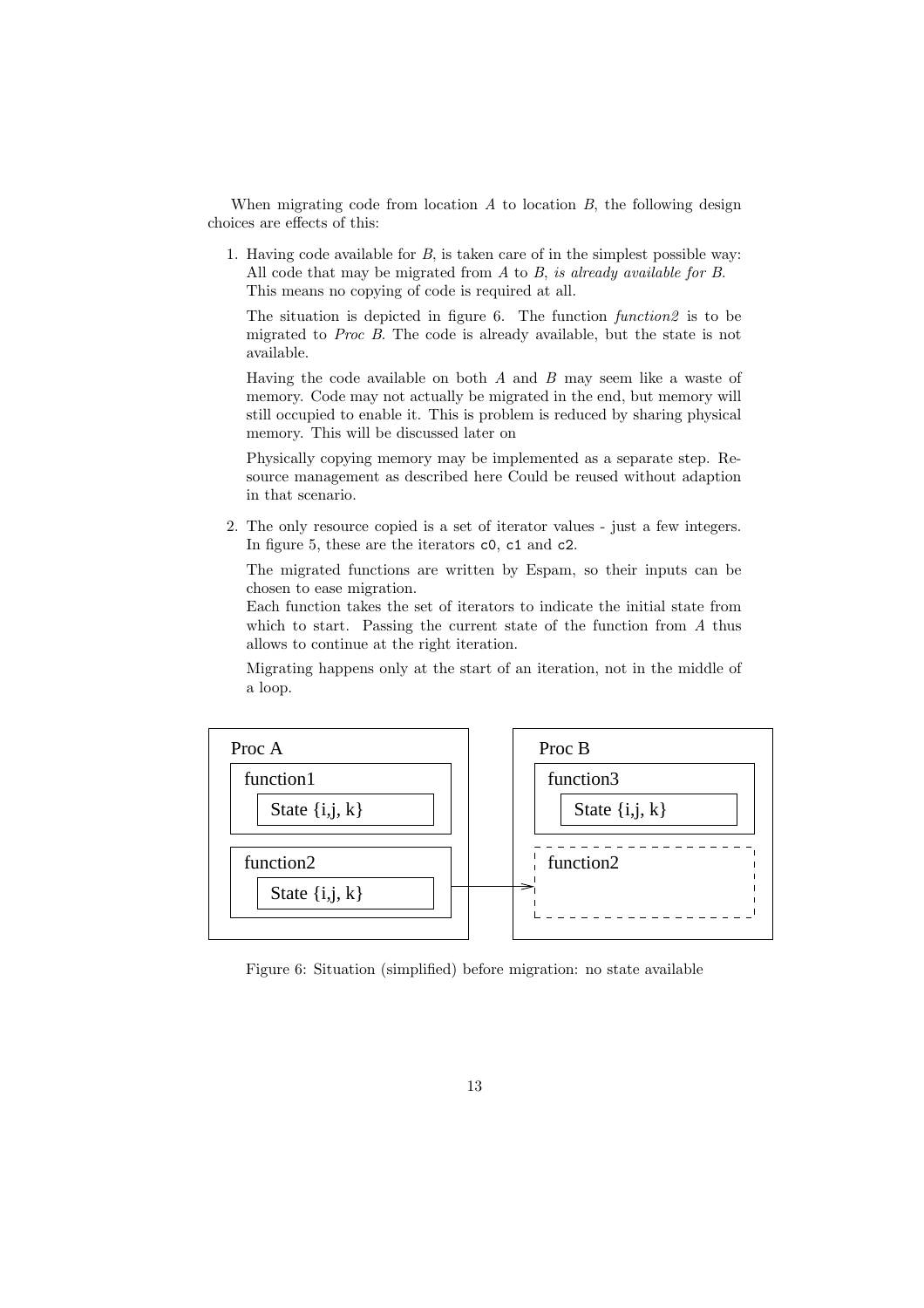When migrating code from location $A$ to location $B$, the following design choices are effects of this:

1. Having code available for $B$, is taken care of in the simplest possible way: All code that may be migrated from $A$ to $B$, *is already available for B*. This means no copying of code is required at all.

   The situation is depicted in figure 6. The function *function2* is to be migrated to *Proc B*. The code is already available, but the state is not available.

   Having the code available on both $A$ and $B$ may seem like a waste of memory. Code may not actually be migrated in the end, but memory will still occupied to enable it. This is problem is reduced by sharing physical memory. This will be discussed later on

   Physically copying memory may be implemented as a separate step. Resource management as described here Could be reused without adaption in that scenario.

2. The only resource copied is a set of iterator values - just a few integers. In figure 5, these are the iterators `c0`, `c1` and `c2`.

   The migrated functions are written by Espam, so their inputs can be chosen to ease migration.
   Each function takes the set of iterators to indicate the initial state from which to start. Passing the current state of the function from $A$ thus allows to continue at the right iteration.

   Migrating happens only at the start of an iteration, not in the middle of a loop.

Figure 6: Situation (simplified) before migration: no state available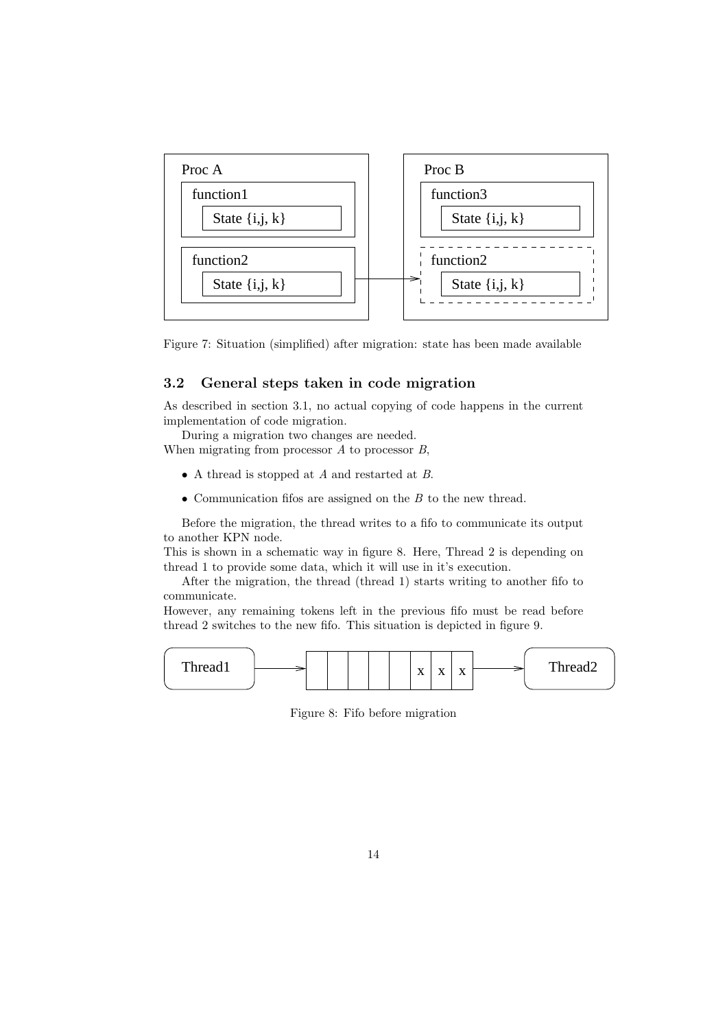Figure 7: Situation (simplified) after migration: state has been made available

### 3.2 General steps taken in code migration

As described in section 3.1, no actual copying of code happens in the current implementation of code migration.

During a migration two changes are needed.
When migrating from processor *A* to processor *B*,

- A thread is stopped at *A* and restarted at *B*.
- Communication fifos are assigned on the *B* to the new thread.

Before the migration, the thread writes to a fifo to communicate its output to another KPN node.
This is shown in a schematic way in figure 8. Here, Thread 2 is depending on thread 1 to provide some data, which it will use in it's execution.

After the migration, the thread (thread 1) starts writing to another fifo to communicate.
However, any remaining tokens left in the previous fifo must be read before thread 2 switches to the new fifo. This situation is depicted in figure 9.

Figure 8: Fifo before migration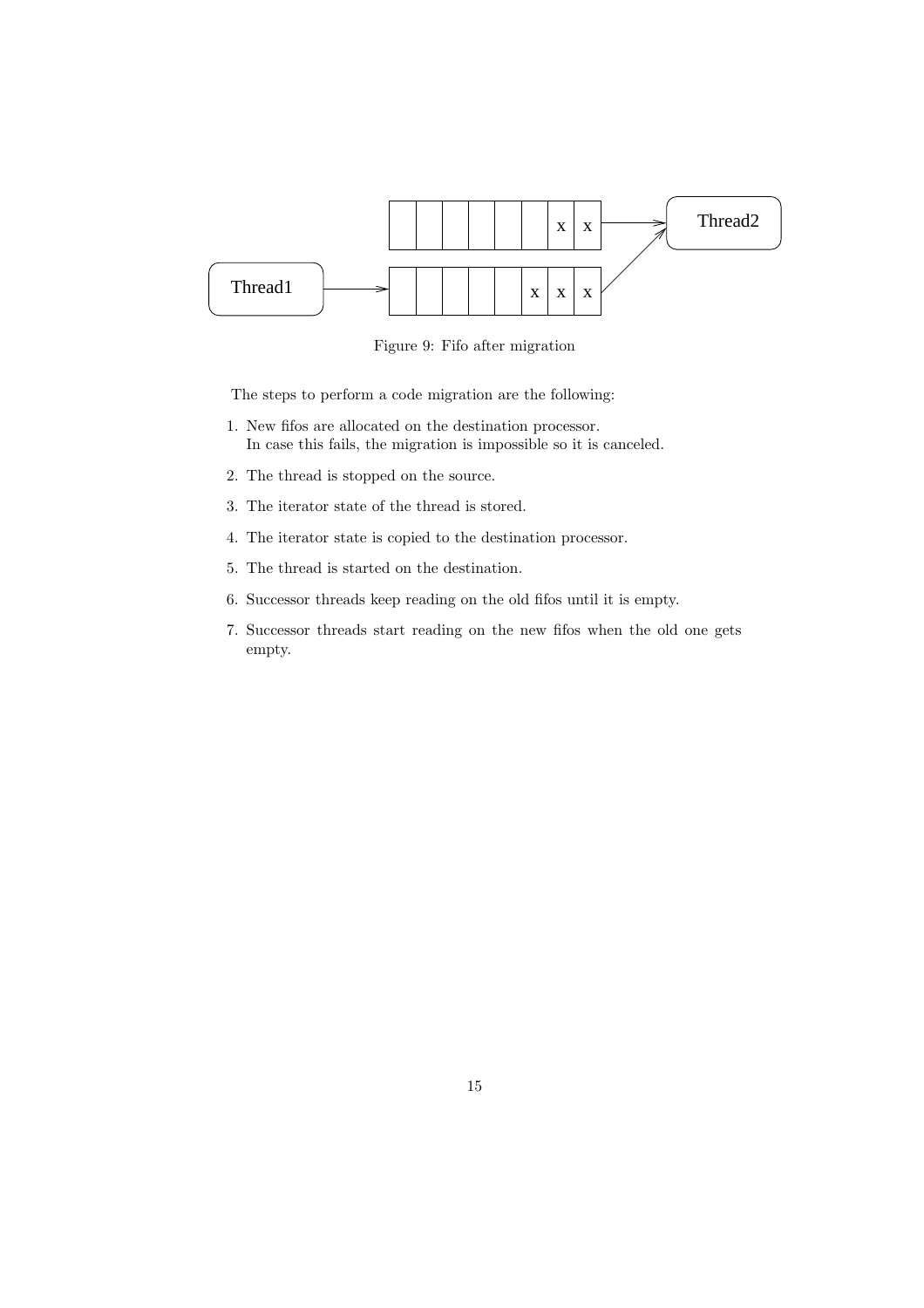Figure 9: Fifo after migration

The steps to perform a code migration are the following:

1. New fifos are allocated on the destination processor.
   In case this fails, the migration is impossible so it is canceled.
2. The thread is stopped on the source.
3. The iterator state of the thread is stored.
4. The iterator state is copied to the destination processor.
5. The thread is started on the destination.
6. Successor threads keep reading on the old fifos until it is empty.
7. Successor threads start reading on the new fifos when the old one gets empty.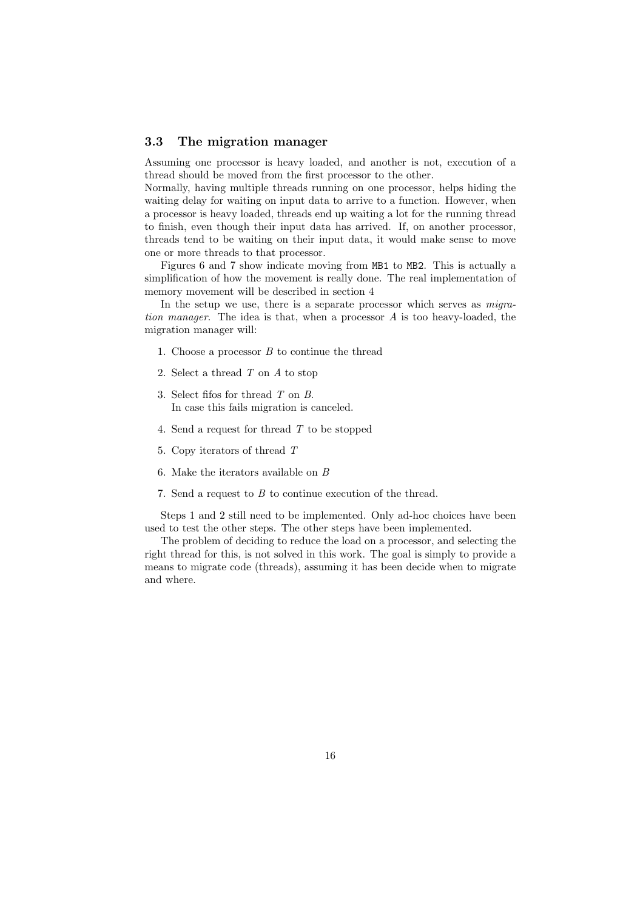### 3.3 The migration manager

Assuming one processor is heavy loaded, and another is not, execution of a thread should be moved from the first processor to the other.
Normally, having multiple threads running on one processor, helps hiding the waiting delay for waiting on input data to arrive to a function. However, when a processor is heavy loaded, threads end up waiting a lot for the running thread to finish, even though their input data has arrived. If, on another processor, threads tend to be waiting on their input data, it would make sense to move one or more threads to that processor.

Figures 6 and 7 show indicate moving from `MB1` to `MB2`. This is actually a simplification of how the movement is really done. The real implementation of memory movement will be described in section 4

In the setup we use, there is a separate processor which serves as *migration manager*. The idea is that, when a processor $A$ is too heavy-loaded, the migration manager will:

1. Choose a processor $B$ to continue the thread
2. Select a thread $T$ on $A$ to stop
3. Select fifos for thread $T$ on $B$.
   In case this fails migration is canceled.
4. Send a request for thread $T$ to be stopped
5. Copy iterators of thread $T$
6. Make the iterators available on $B$
7. Send a request to $B$ to continue execution of the thread.

Steps 1 and 2 still need to be implemented. Only ad-hoc choices have been used to test the other steps. The other steps have been implemented.

The problem of deciding to reduce the load on a processor, and selecting the right thread for this, is not solved in this work. The goal is simply to provide a means to migrate code (threads), assuming it has been decide when to migrate and where.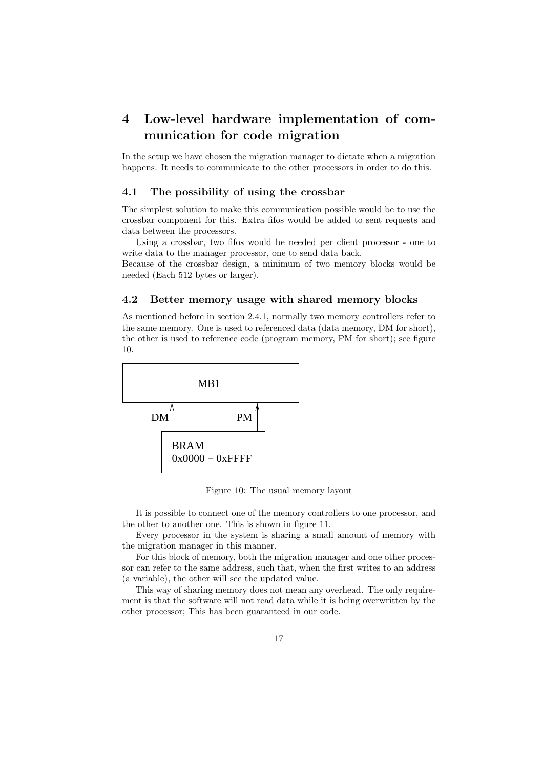# 4 Low-level hardware implementation of communication for code migration

In the setup we have chosen the migration manager to dictate when a migration happens. It needs to communicate to the other processors in order to do this.

## 4.1 The possibility of using the crossbar

The simplest solution to make this communication possible would be to use the crossbar component for this. Extra fifos would be added to sent requests and data between the processors.

Using a crossbar, two fifos would be needed per client processor - one to write data to the manager processor, one to send data back.

Because of the crossbar design, a minimum of two memory blocks would be needed (Each 512 bytes or larger).

## 4.2 Better memory usage with shared memory blocks

As mentioned before in section 2.4.1, normally two memory controllers refer to the same memory. One is used to referenced data (data memory, DM for short), the other is used to reference code (program memory, PM for short); see figure 10.

MB1

DM PM

BRAM
0x0000 − 0xFFFF

Figure 10: The usual memory layout

It is possible to connect one of the memory controllers to one processor, and the other to another one. This is shown in figure 11.

Every processor in the system is sharing a small amount of memory with the migration manager in this manner.

For this block of memory, both the migration manager and one other processor can refer to the same address, such that, when the first writes to an address (a variable), the other will see the updated value.

This way of sharing memory does not mean any overhead. The only requirement is that the software will not read data while it is being overwritten by the other processor; This has been guaranteed in our code.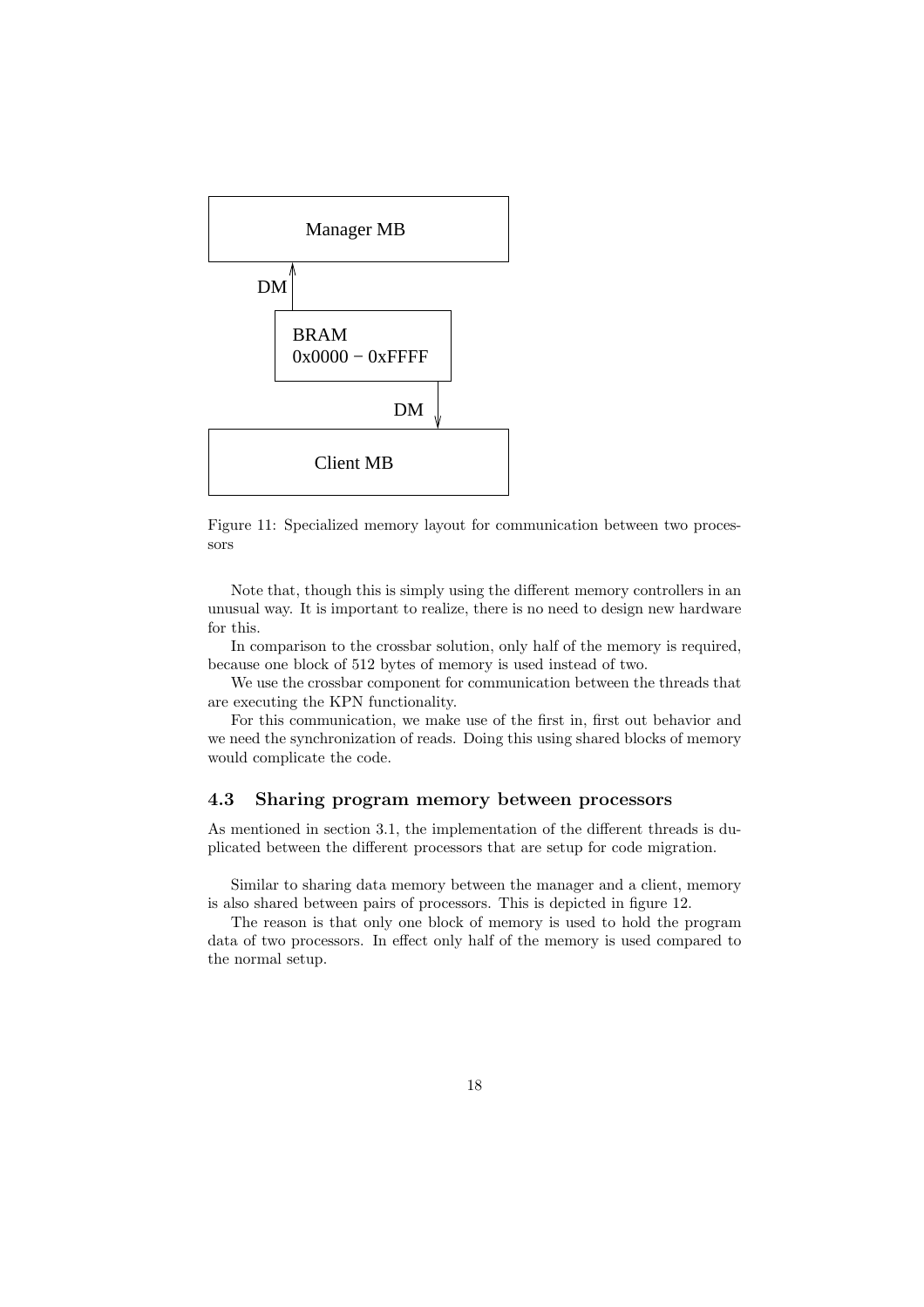Figure 11: Specialized memory layout for communication between two processors

Note that, though this is simply using the different memory controllers in an unusual way. It is important to realize, there is no need to design new hardware for this.

In comparison to the crossbar solution, only half of the memory is required, because one block of 512 bytes of memory is used instead of two.

We use the crossbar component for communication between the threads that are executing the KPN functionality.

For this communication, we make use of the first in, first out behavior and we need the synchronization of reads. Doing this using shared blocks of memory would complicate the code.

### 4.3 Sharing program memory between processors

As mentioned in section 3.1, the implementation of the different threads is duplicated between the different processors that are setup for code migration.

Similar to sharing data memory between the manager and a client, memory is also shared between pairs of processors. This is depicted in figure 12.

The reason is that only one block of memory is used to hold the program data of two processors. In effect only half of the memory is used compared to the normal setup.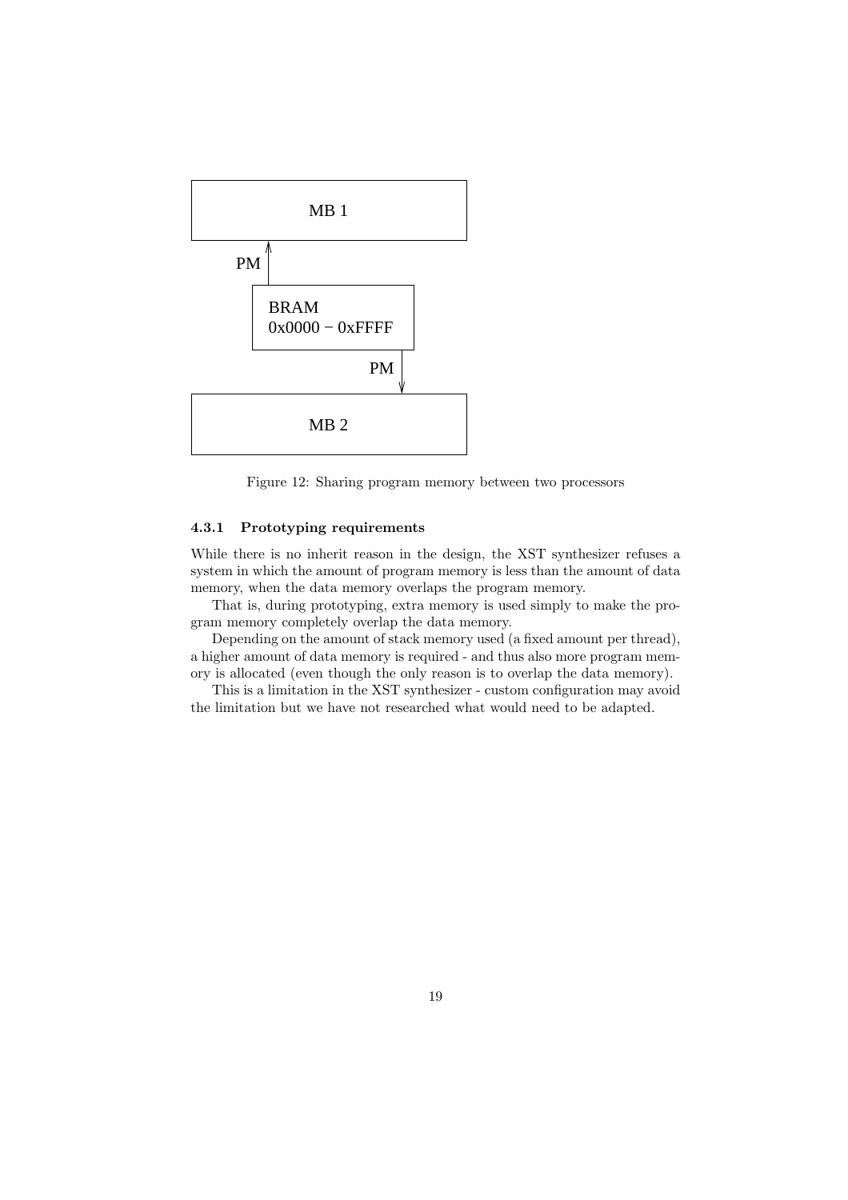MB 1

PM

BRAM
0x0000 − 0xFFFF

PM

MB 2

Figure 12: Sharing program memory between two processors

### 4.3.1 Prototyping requirements

While there is no inherit reason in the design, the XST synthesizer refuses a system in which the amount of program memory is less than the amount of data memory, when the data memory overlaps the program memory.

That is, during prototyping, extra memory is used simply to make the program memory completely overlap the data memory.

Depending on the amount of stack memory used (a fixed amount per thread), a higher amount of data memory is required - and thus also more program memory is allocated (even though the only reason is to overlap the data memory).

This is a limitation in the XST synthesizer - custom configuration may avoid the limitation but we have not researched what would need to be adapted.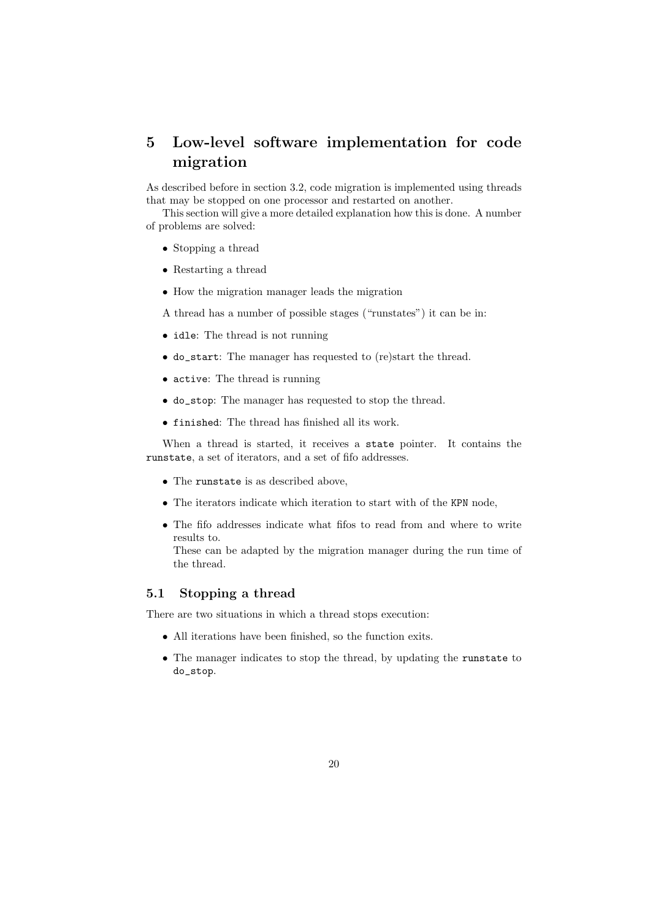# 5 Low-level software implementation for code migration

As described before in section 3.2, code migration is implemented using threads that may be stopped on one processor and restarted on another.

This section will give a more detailed explanation how this is done. A number of problems are solved:

- Stopping a thread
- Restarting a thread
- How the migration manager leads the migration

A thread has a number of possible stages ("runstates") it can be in:

- `idle`: The thread is not running
- `do_start`: The manager has requested to (re)start the thread.
- `active`: The thread is running
- `do_stop`: The manager has requested to stop the thread.
- `finished`: The thread has finished all its work.

When a thread is started, it receives a `state` pointer. It contains the `runstate`, a set of iterators, and a set of fifo addresses.

- The `runstate` is as described above,
- The iterators indicate which iteration to start with of the `KPN` node,
- The fifo addresses indicate what fifos to read from and where to write results to.
  These can be adapted by the migration manager during the run time of the thread.

## 5.1 Stopping a thread

There are two situations in which a thread stops execution:

- All iterations have been finished, so the function exits.
- The manager indicates to stop the thread, by updating the `runstate` to `do_stop`.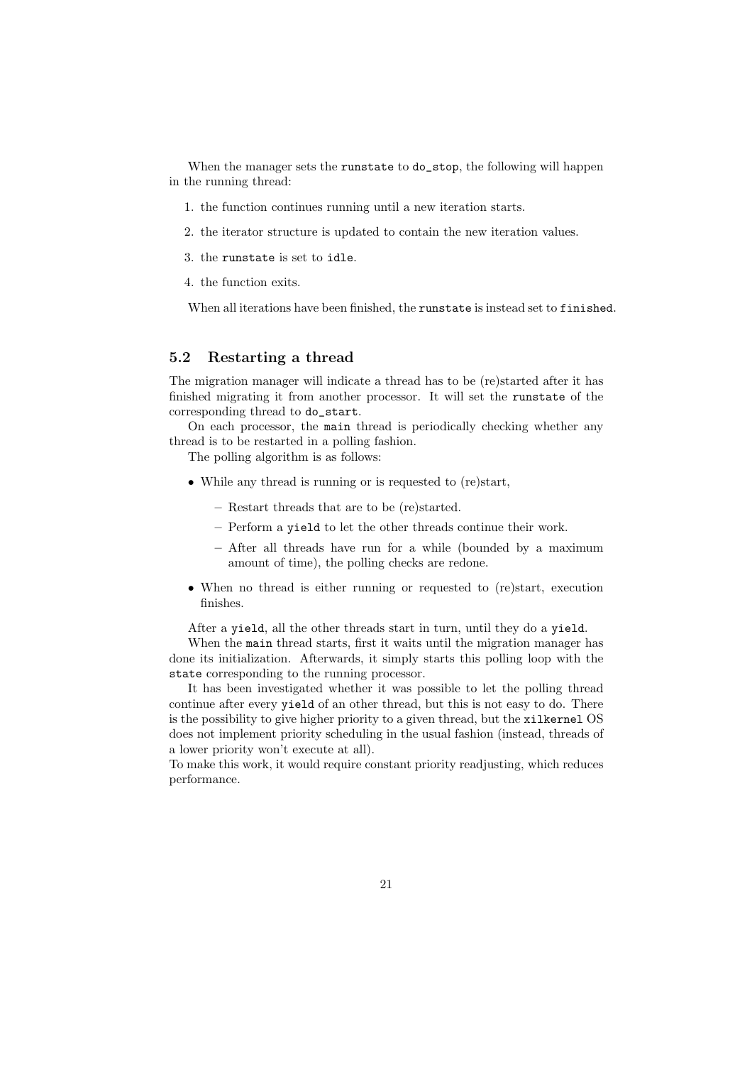When the manager sets the `runstate` to `do_stop`, the following will happen in the running thread:

1. the function continues running until a new iteration starts.
2. the iterator structure is updated to contain the new iteration values.
3. the `runstate` is set to `idle`.
4. the function exits.

When all iterations have been finished, the `runstate` is instead set to `finished`.

## 5.2 Restarting a thread

The migration manager will indicate a thread has to be (re)started after it has finished migrating it from another processor. It will set the `runstate` of the corresponding thread to `do_start`.

On each processor, the `main` thread is periodically checking whether any thread is to be restarted in a polling fashion.

The polling algorithm is as follows:

- While any thread is running or is requested to (re)start,
  - Restart threads that are to be (re)started.
  - Perform a `yield` to let the other threads continue their work.
  - After all threads have run for a while (bounded by a maximum amount of time), the polling checks are redone.
- When no thread is either running or requested to (re)start, execution finishes.

After a `yield`, all the other threads start in turn, until they do a `yield`.

When the `main` thread starts, first it waits until the migration manager has done its initialization. Afterwards, it simply starts this polling loop with the `state` corresponding to the running processor.

It has been investigated whether it was possible to let the polling thread continue after every `yield` of an other thread, but this is not easy to do. There is the possibility to give higher priority to a given thread, but the `xilkernel` OS does not implement priority scheduling in the usual fashion (instead, threads of a lower priority won't execute at all).

To make this work, it would require constant priority readjusting, which reduces performance.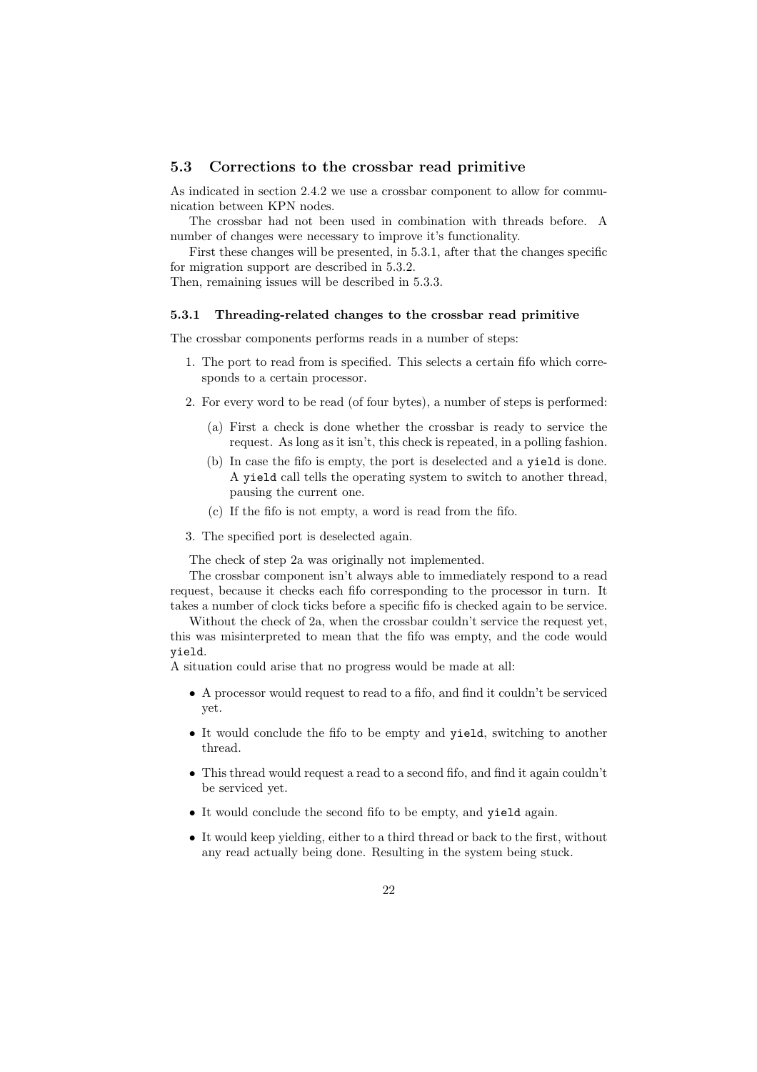## 5.3 Corrections to the crossbar read primitive

As indicated in section 2.4.2 we use a crossbar component to allow for communication between KPN nodes.

The crossbar had not been used in combination with threads before. A number of changes were necessary to improve it's functionality.

First these changes will be presented, in 5.3.1, after that the changes specific for migration support are described in 5.3.2.
Then, remaining issues will be described in 5.3.3.

### 5.3.1 Threading-related changes to the crossbar read primitive

The crossbar components performs reads in a number of steps:

1. The port to read from is specified. This selects a certain fifo which corresponds to a certain processor.
2. For every word to be read (of four bytes), a number of steps is performed:
   (a) First a check is done whether the crossbar is ready to service the request. As long as it isn't, this check is repeated, in a polling fashion.
   (b) In case the fifo is empty, the port is deselected and a `yield` is done. A `yield` call tells the operating system to switch to another thread, pausing the current one.
   (c) If the fifo is not empty, a word is read from the fifo.
3. The specified port is deselected again.

The check of step 2a was originally not implemented.

The crossbar component isn't always able to immediately respond to a read request, because it checks each fifo corresponding to the processor in turn. It takes a number of clock ticks before a specific fifo is checked again to be service.

Without the check of 2a, when the crossbar couldn't service the request yet, this was misinterpreted to mean that the fifo was empty, and the code would `yield`.
A situation could arise that no progress would be made at all:

- A processor would request to read to a fifo, and find it couldn't be serviced yet.
- It would conclude the fifo to be empty and `yield`, switching to another thread.
- This thread would request a read to a second fifo, and find it again couldn't be serviced yet.
- It would conclude the second fifo to be empty, and `yield` again.
- It would keep yielding, either to a third thread or back to the first, without any read actually being done. Resulting in the system being stuck.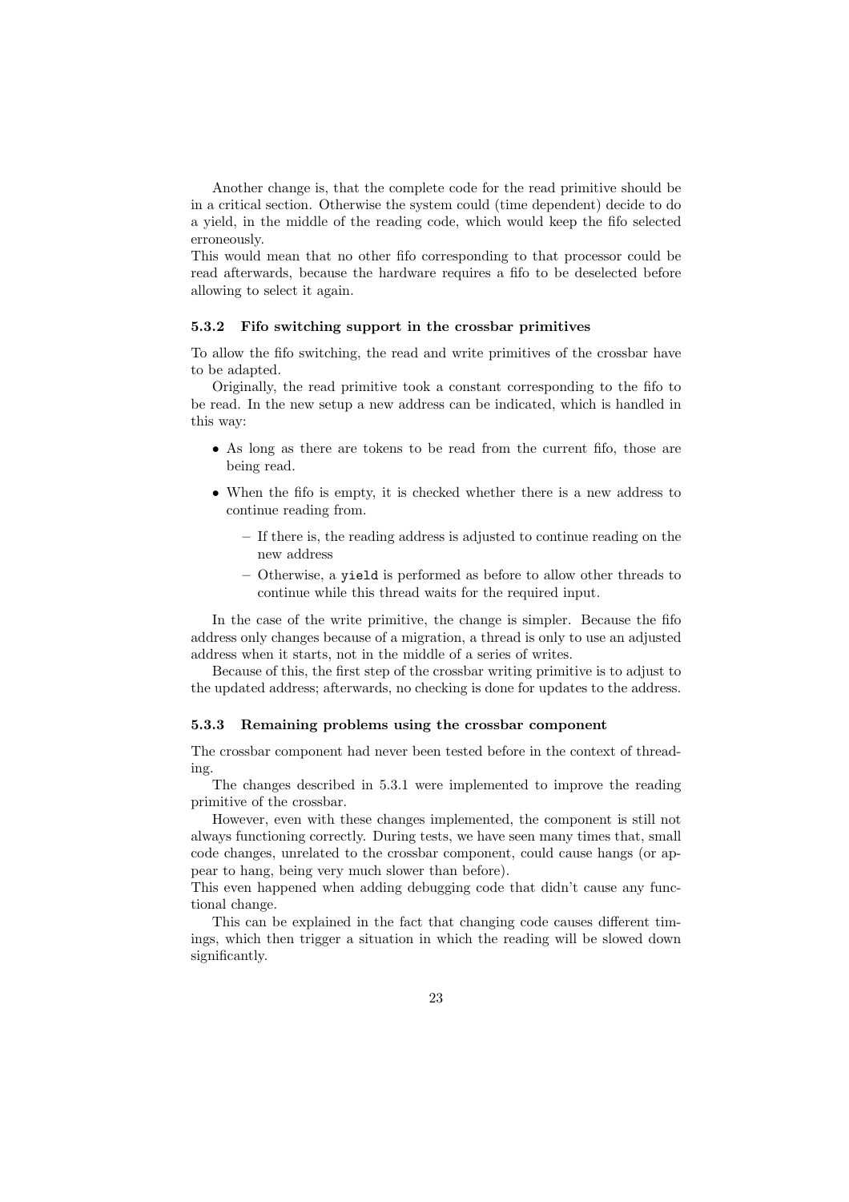Another change is, that the complete code for the read primitive should be in a critical section. Otherwise the system could (time dependent) decide to do a yield, in the middle of the reading code, which would keep the fifo selected erroneously.
This would mean that no other fifo corresponding to that processor could be read afterwards, because the hardware requires a fifo to be deselected before allowing to select it again.

### 5.3.2 Fifo switching support in the crossbar primitives

To allow the fifo switching, the read and write primitives of the crossbar have to be adapted.

Originally, the read primitive took a constant corresponding to the fifo to be read. In the new setup a new address can be indicated, which is handled in this way:

- As long as there are tokens to be read from the current fifo, those are being read.
- When the fifo is empty, it is checked whether there is a new address to continue reading from.
  - If there is, the reading address is adjusted to continue reading on the new address
  - Otherwise, a `yield` is performed as before to allow other threads to continue while this thread waits for the required input.

In the case of the write primitive, the change is simpler. Because the fifo address only changes because of a migration, a thread is only to use an adjusted address when it starts, not in the middle of a series of writes.

Because of this, the first step of the crossbar writing primitive is to adjust to the updated address; afterwards, no checking is done for updates to the address.

### 5.3.3 Remaining problems using the crossbar component

The crossbar component had never been tested before in the context of threading.

The changes described in 5.3.1 were implemented to improve the reading primitive of the crossbar.

However, even with these changes implemented, the component is still not always functioning correctly. During tests, we have seen many times that, small code changes, unrelated to the crossbar component, could cause hangs (or appear to hang, being very much slower than before).
This even happened when adding debugging code that didn't cause any functional change.

This can be explained in the fact that changing code causes different timings, which then trigger a situation in which the reading will be slowed down significantly.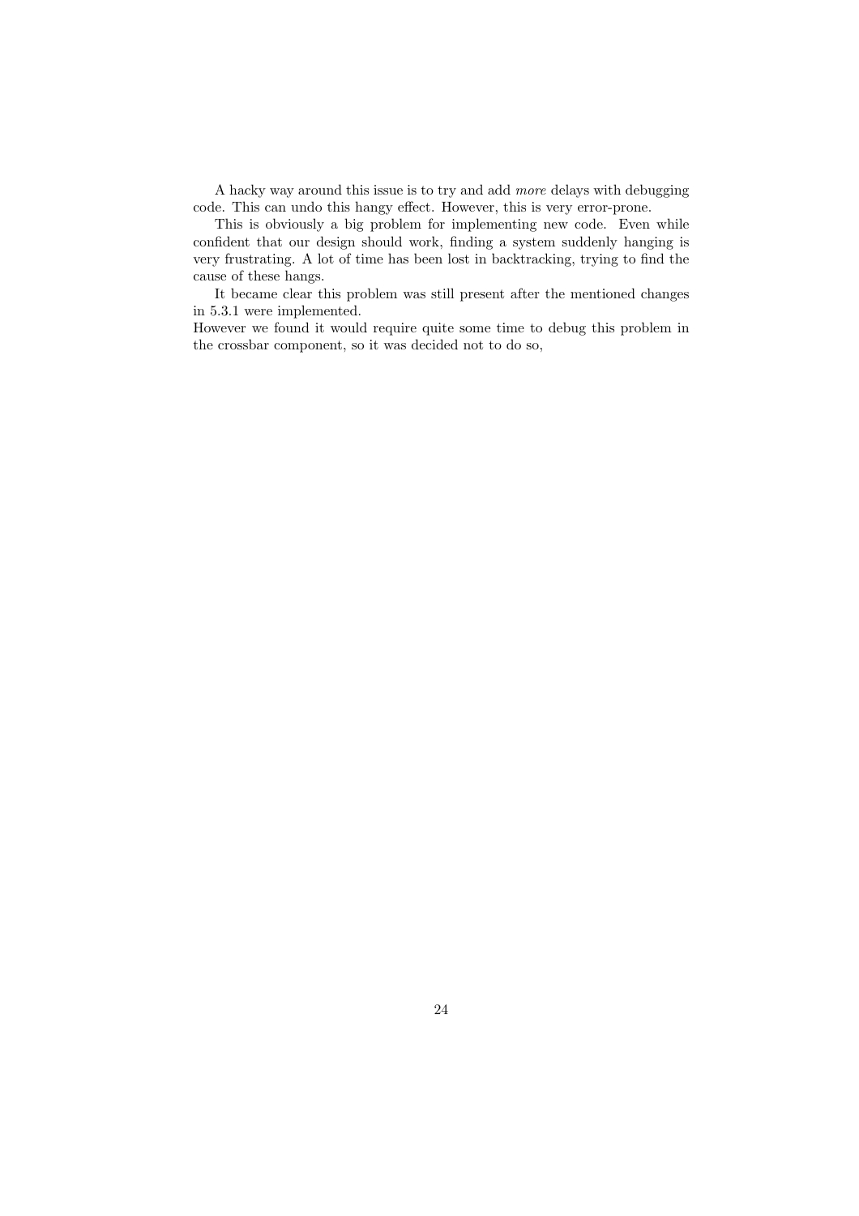A hacky way around this issue is to try and add *more* delays with debugging code. This can undo this hangy effect. However, this is very error-prone.

This is obviously a big problem for implementing new code. Even while confident that our design should work, finding a system suddenly hanging is very frustrating. A lot of time has been lost in backtracking, trying to find the cause of these hangs.

It became clear this problem was still present after the mentioned changes in 5.3.1 were implemented.
However we found it would require quite some time to debug this problem in the crossbar component, so it was decided not to do so,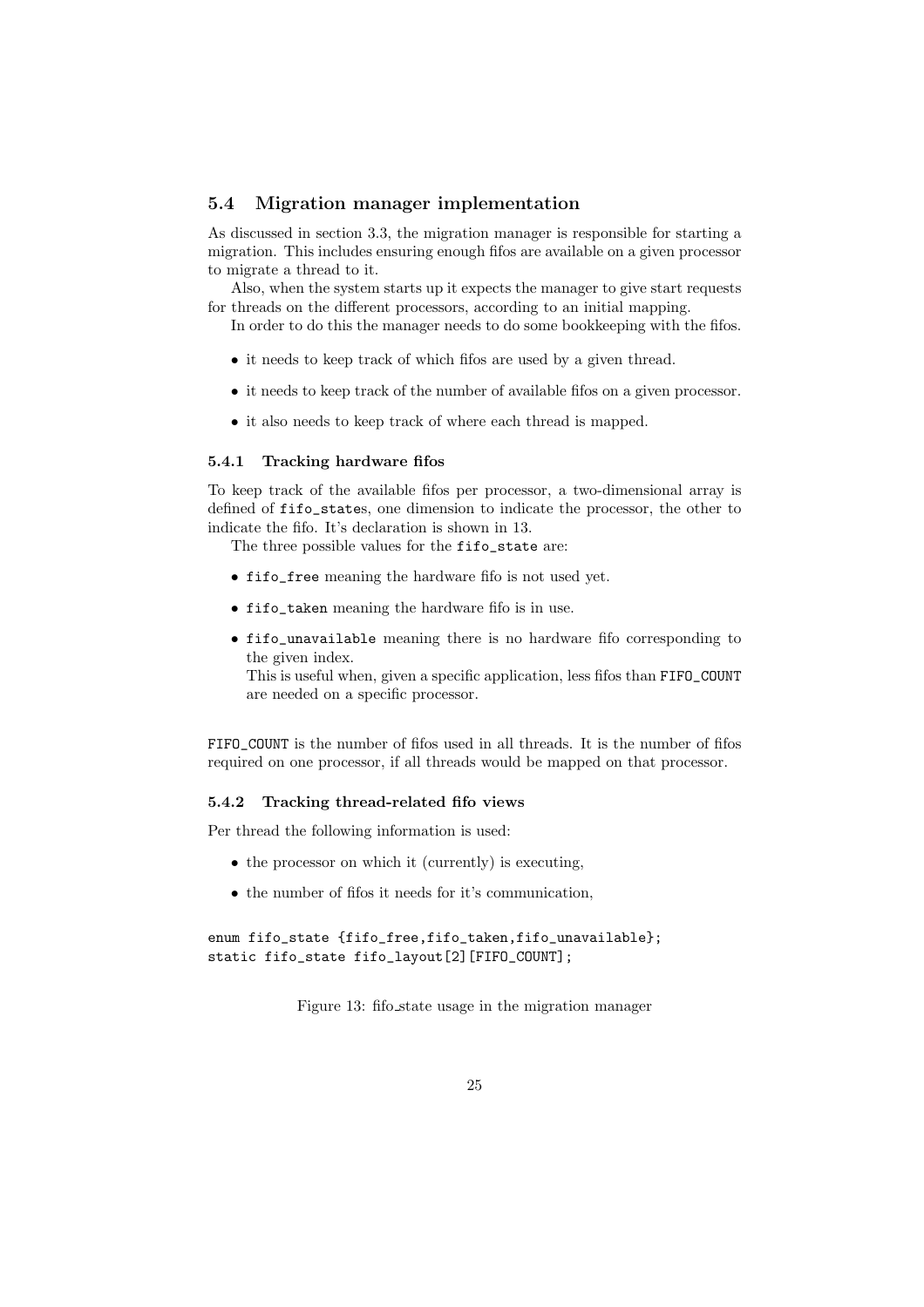## 5.4 Migration manager implementation

As discussed in section 3.3, the migration manager is responsible for starting a migration. This includes ensuring enough fifos are available on a given processor to migrate a thread to it.

Also, when the system starts up it expects the manager to give start requests for threads on the different processors, according to an initial mapping.

In order to do this the manager needs to do some bookkeeping with the fifos.

- it needs to keep track of which fifos are used by a given thread.
- it needs to keep track of the number of available fifos on a given processor.
- it also needs to keep track of where each thread is mapped.

### 5.4.1 Tracking hardware fifos

To keep track of the available fifos per processor, a two-dimensional array is defined of `fifo_state`s, one dimension to indicate the processor, the other to indicate the fifo. It's declaration is shown in 13.

The three possible values for the `fifo_state` are:

- `fifo_free` meaning the hardware fifo is not used yet.
- `fifo_taken` meaning the hardware fifo is in use.
- `fifo_unavailable` meaning there is no hardware fifo corresponding to the given index.
  This is useful when, given a specific application, less fifos than `FIFO_COUNT` are needed on a specific processor.

`FIFO_COUNT` is the number of fifos used in all threads. It is the number of fifos required on one processor, if all threads would be mapped on that processor.

### 5.4.2 Tracking thread-related fifo views

Per thread the following information is used:

- the processor on which it (currently) is executing,
- the number of fifos it needs for it's communication,

```
enum fifo_state {fifo_free,fifo_taken,fifo_unavailable};
static fifo_state fifo_layout[2][FIFO_COUNT];
```

Figure 13: fifo_state usage in the migration manager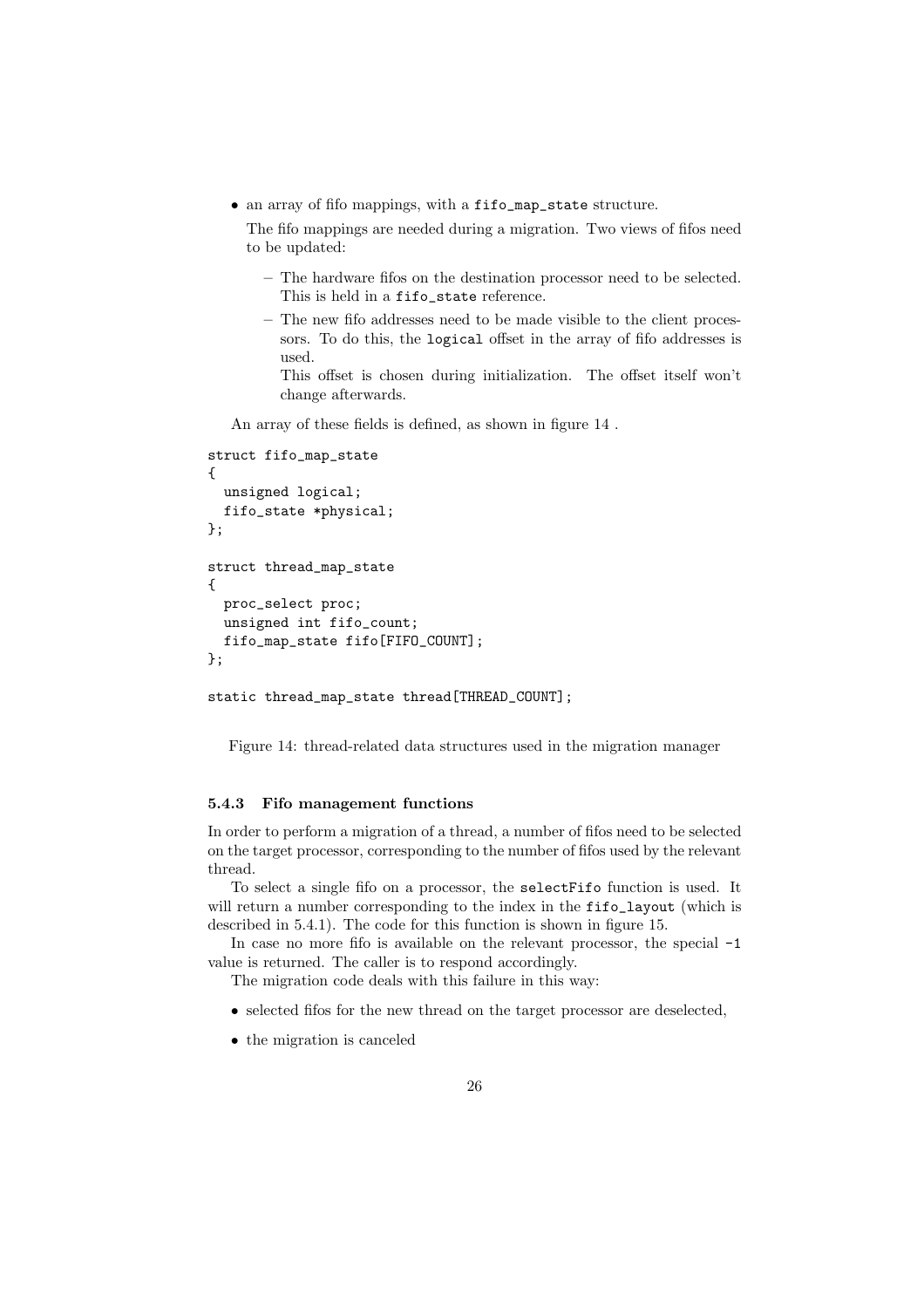- an array of fifo mappings, with a `fifo_map_state` structure.

  The fifo mappings are needed during a migration. Two views of fifos need to be updated:

  - The hardware fifos on the destination processor need to be selected. This is held in a `fifo_state` reference.
  - The new fifo addresses need to be made visible to the client processors. To do this, the `logical` offset in the array of fifo addresses is used.

    This offset is chosen during initialization. The offset itself won't change afterwards.

An array of these fields is defined, as shown in figure 14 .

```
struct fifo_map_state
{
  unsigned logical;
  fifo_state *physical;
};

struct thread_map_state
{
  proc_select proc;
  unsigned int fifo_count;
  fifo_map_state fifo[FIFO_COUNT];
};

static thread_map_state thread[THREAD_COUNT];
```

Figure 14: thread-related data structures used in the migration manager

### 5.4.3 Fifo management functions

In order to perform a migration of a thread, a number of fifos need to be selected on the target processor, corresponding to the number of fifos used by the relevant thread.

To select a single fifo on a processor, the `selectFifo` function is used. It will return a number corresponding to the index in the `fifo_layout` (which is described in 5.4.1). The code for this function is shown in figure 15.

In case no more fifo is available on the relevant processor, the special `-1` value is returned. The caller is to respond accordingly.

The migration code deals with this failure in this way:

- selected fifos for the new thread on the target processor are deselected,
- the migration is canceled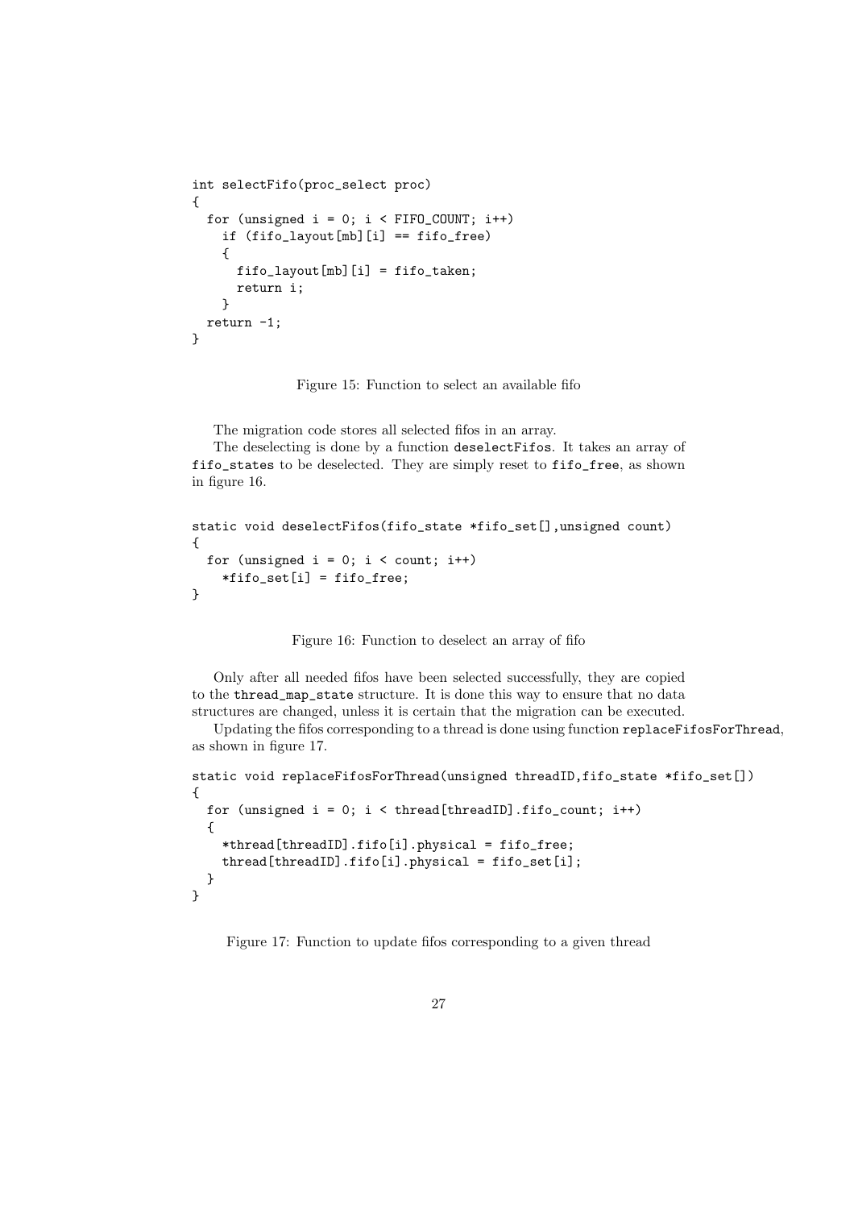```
int selectFifo(proc_select proc)
{
  for (unsigned i = 0; i < FIFO_COUNT; i++)
    if (fifo_layout[mb][i] == fifo_free)
    {
      fifo_layout[mb][i] = fifo_taken;
      return i;
    }
  return -1;
}
```

Figure 15: Function to select an available fifo

The migration code stores all selected fifos in an array.

The deselecting is done by a function `deselectFifos`. It takes an array of `fifo_states` to be deselected. They are simply reset to `fifo_free`, as shown in figure 16.

```
static void deselectFifos(fifo_state *fifo_set[],unsigned count)
{
  for (unsigned i = 0; i < count; i++)
    *fifo_set[i] = fifo_free;
}
```

Figure 16: Function to deselect an array of fifo

Only after all needed fifos have been selected successfully, they are copied to the `thread_map_state` structure. It is done this way to ensure that no data structures are changed, unless it is certain that the migration can be executed.

Updating the fifos corresponding to a thread is done using function `replaceFifosForThread`, as shown in figure 17.

```
static void replaceFifosForThread(unsigned threadID,fifo_state *fifo_set[])
{
  for (unsigned i = 0; i < thread[threadID].fifo_count; i++)
  {
    *thread[threadID].fifo[i].physical = fifo_free;
    thread[threadID].fifo[i].physical = fifo_set[i];
  }
}
```

Figure 17: Function to update fifos corresponding to a given thread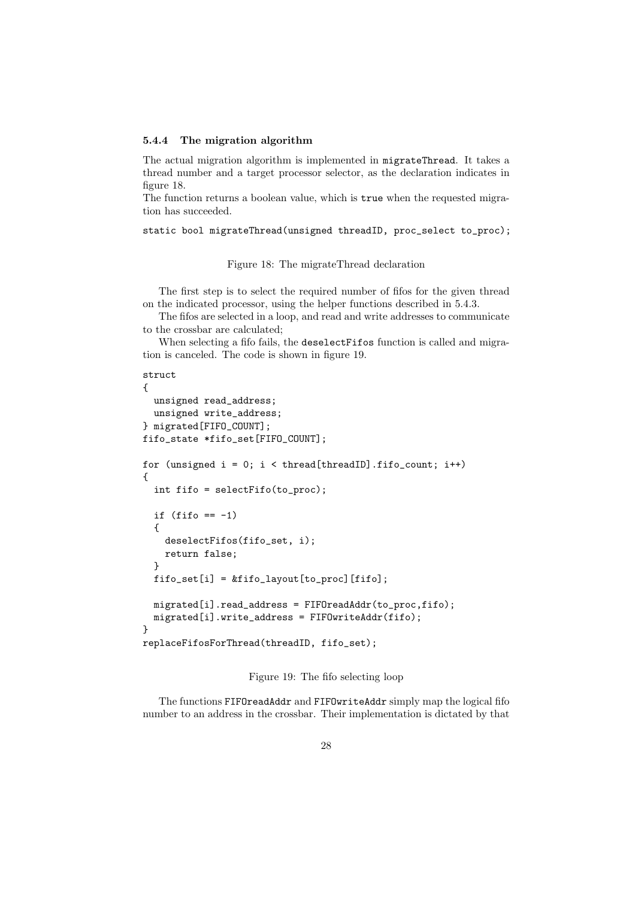### 5.4.4 The migration algorithm

The actual migration algorithm is implemented in `migrateThread`. It takes a thread number and a target processor selector, as the declaration indicates in figure 18.
The function returns a boolean value, which is `true` when the requested migration has succeeded.

```
static bool migrateThread(unsigned threadID, proc_select to_proc);
```

Figure 18: The migrateThread declaration

The first step is to select the required number of fifos for the given thread on the indicated processor, using the helper functions described in 5.4.3.

The fifos are selected in a loop, and read and write addresses to communicate to the crossbar are calculated;

When selecting a fifo fails, the `deselectFifos` function is called and migration is canceled. The code is shown in figure 19.

```
struct
{
  unsigned read_address;
  unsigned write_address;
} migrated[FIFO_COUNT];
fifo_state *fifo_set[FIFO_COUNT];

for (unsigned i = 0; i < thread[threadID].fifo_count; i++)
{
  int fifo = selectFifo(to_proc);

  if (fifo == -1)
  {
    deselectFifos(fifo_set, i);
    return false;
  }
  fifo_set[i] = &fifo_layout[to_proc][fifo];

  migrated[i].read_address = FIFOreadAddr(to_proc,fifo);
  migrated[i].write_address = FIFOwriteAddr(fifo);
}
replaceFifosForThread(threadID, fifo_set);
```

Figure 19: The fifo selecting loop

The functions `FIFOreadAddr` and `FIFOwriteAddr` simply map the logical fifo number to an address in the crossbar. Their implementation is dictated by that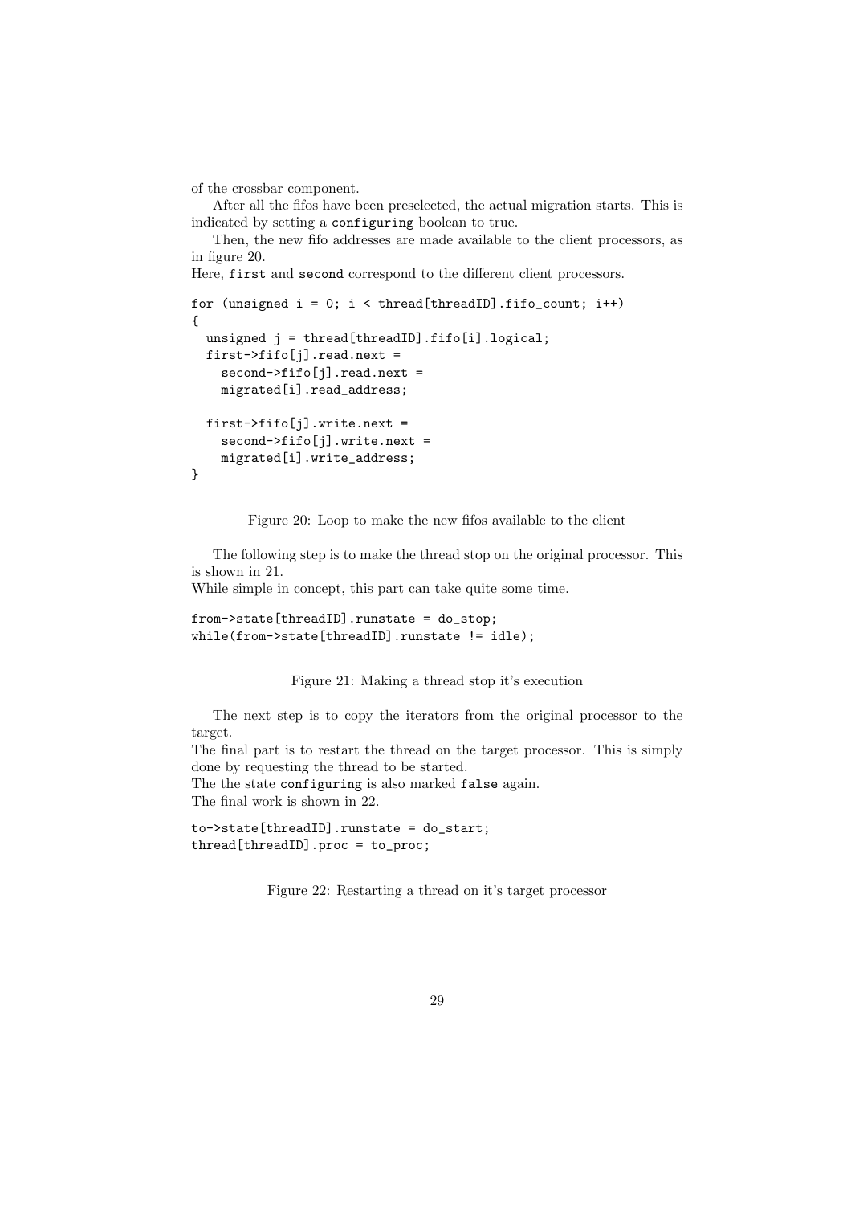of the crossbar component.

After all the fifos have been preselected, the actual migration starts. This is indicated by setting a `configuring` boolean to true.

Then, the new fifo addresses are made available to the client processors, as in figure 20.
Here, `first` and `second` correspond to the different client processors.

```
for (unsigned i = 0; i < thread[threadID].fifo_count; i++)
{
  unsigned j = thread[threadID].fifo[i].logical;
  first->fifo[j].read.next =
    second->fifo[j].read.next =
    migrated[i].read_address;

  first->fifo[j].write.next =
    second->fifo[j].write.next =
    migrated[i].write_address;
}
```

Figure 20: Loop to make the new fifos available to the client

The following step is to make the thread stop on the original processor. This is shown in 21.
While simple in concept, this part can take quite some time.

```
from->state[threadID].runstate = do_stop;
while(from->state[threadID].runstate != idle);
```

Figure 21: Making a thread stop it's execution

The next step is to copy the iterators from the original processor to the target.
The final part is to restart the thread on the target processor. This is simply done by requesting the thread to be started.
The the state `configuring` is also marked `false` again.
The final work is shown in 22.

```
to->state[threadID].runstate = do_start;
thread[threadID].proc = to_proc;
```

Figure 22: Restarting a thread on it's target processor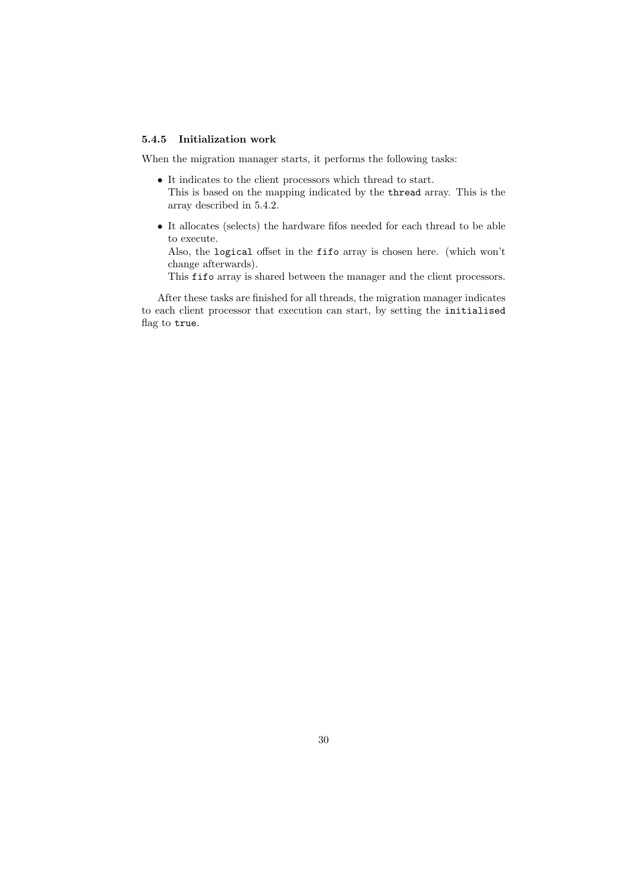#### 5.4.5 Initialization work

When the migration manager starts, it performs the following tasks:

- It indicates to the client processors which thread to start.
  This is based on the mapping indicated by the `thread` array. This is the array described in 5.4.2.
- It allocates (selects) the hardware fifos needed for each thread to be able to execute.
  Also, the `logical` offset in the `fifo` array is chosen here. (which won't change afterwards).
  This `fifo` array is shared between the manager and the client processors.

After these tasks are finished for all threads, the migration manager indicates to each client processor that execution can start, by setting the `initialised` flag to `true`.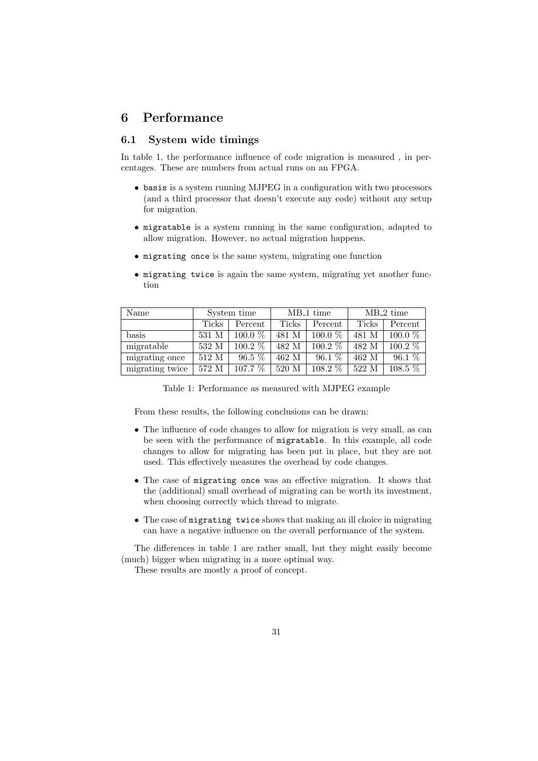# 6 Performance

## 6.1 System wide timings

In table 1, the performance influence of code migration is measured , in percentages. These are numbers from actual runs on an FPGA.

- `basis` is a system running MJPEG in a configuration with two processors (and a third processor that doesn't execute any code) without any setup for migration.
- `migratable` is a system running in the same configuration, adapted to allow migration. However, no actual migration happens.
- `migrating once` is the same system, migrating one function
- `migrating twice` is again the same system, migrating yet another function

| Name | System time | | MB_1 time | | MB_2 time | |
|---|---|---|---|---|---|---|
| | Ticks | Percent | Ticks | Percent | Ticks | Percent |
| basis | 531 M | 100.0 % | 481 M | 100.0 % | 481 M | 100.0 % |
| migratable | 532 M | 100.2 % | 482 M | 100.2 % | 482 M | 100.2 % |
| migrating once | 512 M | 96.5 % | 462 M | 96.1 % | 462 M | 96.1 % |
| migrating twice | 572 M | 107.7 % | 520 M | 108.2 % | 522 M | 108.5 % |

Table 1: Performance as measured with MJPEG example

From these results, the following conclusions can be drawn:

- The influence of code changes to allow for migration is very small, as can be seen with the performance of `migratable`. In this example, all code changes to allow for migrating has been put in place, but they are not used. This effectively measures the overhead by code changes.
- The case of `migrating once` was an effective migration. It shows that the (additional) small overhead of migrating can be worth its investment, when choosing correctly which thread to migrate.
- The case of `migrating twice` shows that making an ill choice in migrating can have a negative influence on the overall performance of the system.

The differences in table 1 are rather small, but they might easily become (much) bigger when migrating in a more optimal way.

These results are mostly a proof of concept.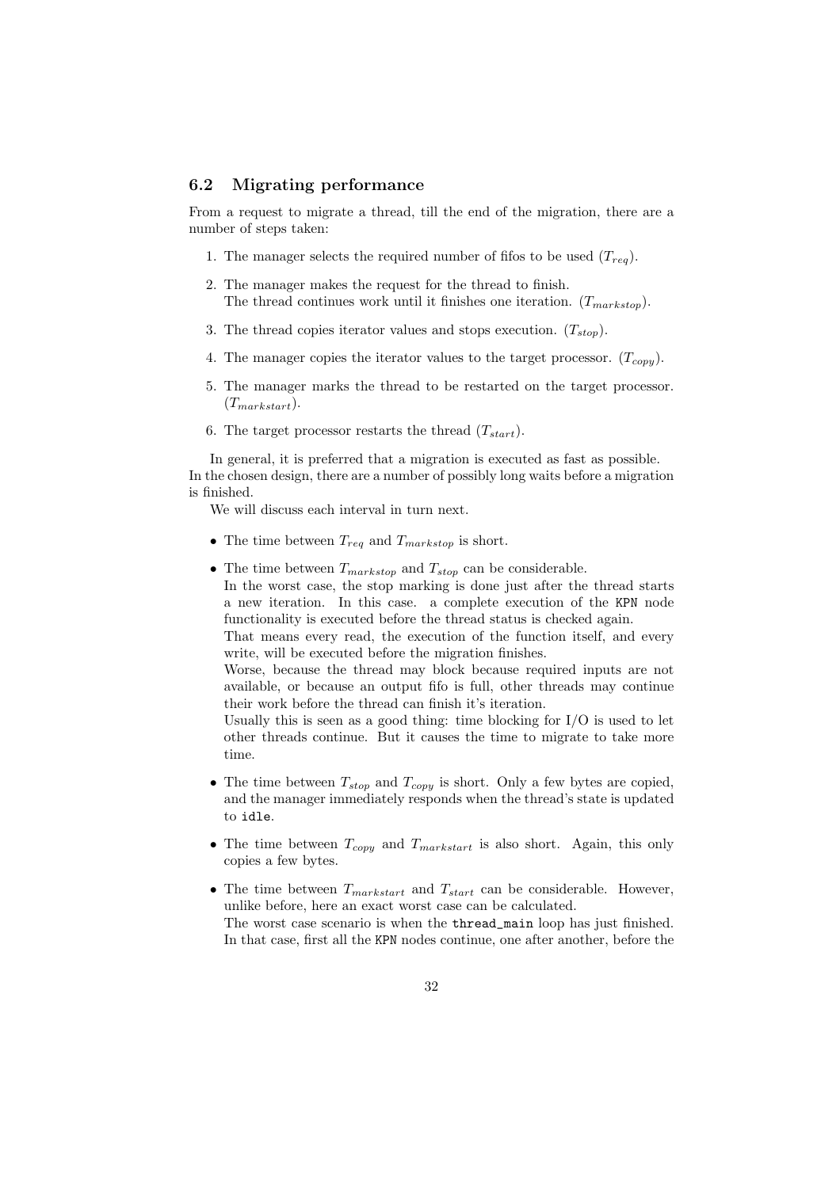### 6.2 Migrating performance

From a request to migrate a thread, till the end of the migration, there are a number of steps taken:

1. The manager selects the required number of fifos to be used ($T_{req}$).
2. The manager makes the request for the thread to finish.
   The thread continues work until it finishes one iteration. ($T_{markstop}$).
3. The thread copies iterator values and stops execution. ($T_{stop}$).
4. The manager copies the iterator values to the target processor. ($T_{copy}$).
5. The manager marks the thread to be restarted on the target processor. ($T_{markstart}$).
6. The target processor restarts the thread ($T_{start}$).

In general, it is preferred that a migration is executed as fast as possible. In the chosen design, there are a number of possibly long waits before a migration is finished.

We will discuss each interval in turn next.

- The time between $T_{req}$ and $T_{markstop}$ is short.
- The time between $T_{markstop}$ and $T_{stop}$ can be considerable.
  In the worst case, the stop marking is done just after the thread starts a new iteration. In this case. a complete execution of the `KPN` node functionality is executed before the thread status is checked again.
  That means every read, the execution of the function itself, and every write, will be executed before the migration finishes.
  Worse, because the thread may block because required inputs are not available, or because an output fifo is full, other threads may continue their work before the thread can finish it's iteration.
  Usually this is seen as a good thing: time blocking for I/O is used to let other threads continue. But it causes the time to migrate to take more time.
- The time between $T_{stop}$ and $T_{copy}$ is short. Only a few bytes are copied, and the manager immediately responds when the thread's state is updated to `idle`.
- The time between $T_{copy}$ and $T_{markstart}$ is also short. Again, this only copies a few bytes.
- The time between $T_{markstart}$ and $T_{start}$ can be considerable. However, unlike before, here an exact worst case can be calculated.
  The worst case scenario is when the `thread_main` loop has just finished. In that case, first all the `KPN` nodes continue, one after another, before the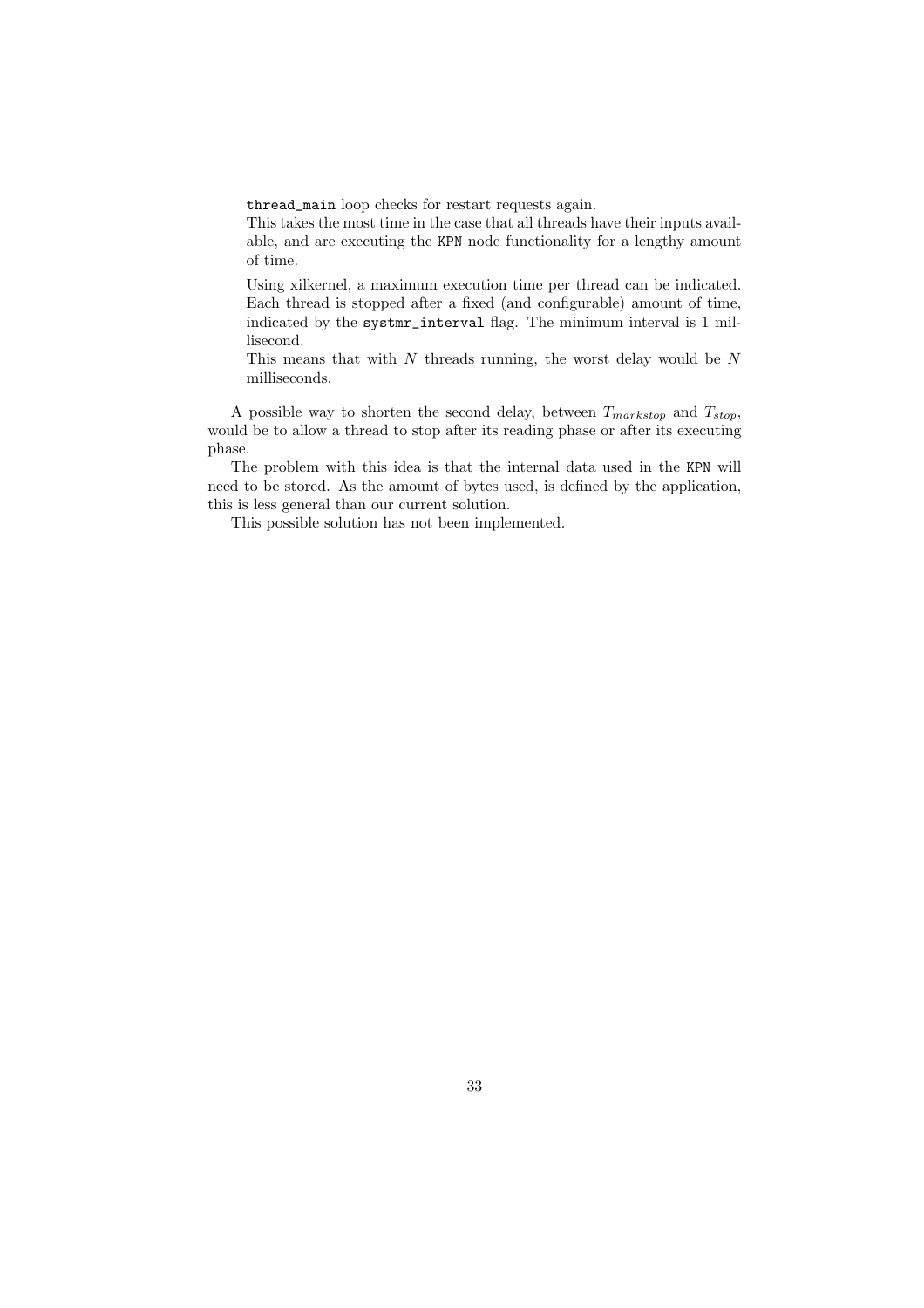`thread_main` loop checks for restart requests again.

This takes the most time in the case that all threads have their inputs available, and are executing the KPN node functionality for a lengthy amount of time.

Using xilkernel, a maximum execution time per thread can be indicated. Each thread is stopped after a fixed (and configurable) amount of time, indicated by the `systmr_interval` flag. The minimum interval is 1 millisecond.

This means that with $N$ threads running, the worst delay would be $N$ milliseconds.

A possible way to shorten the second delay, between $T_{markstop}$ and $T_{stop}$, would be to allow a thread to stop after its reading phase or after its executing phase.

The problem with this idea is that the internal data used in the KPN will need to be stored. As the amount of bytes used, is defined by the application, this is less general than our current solution.

This possible solution has not been implemented.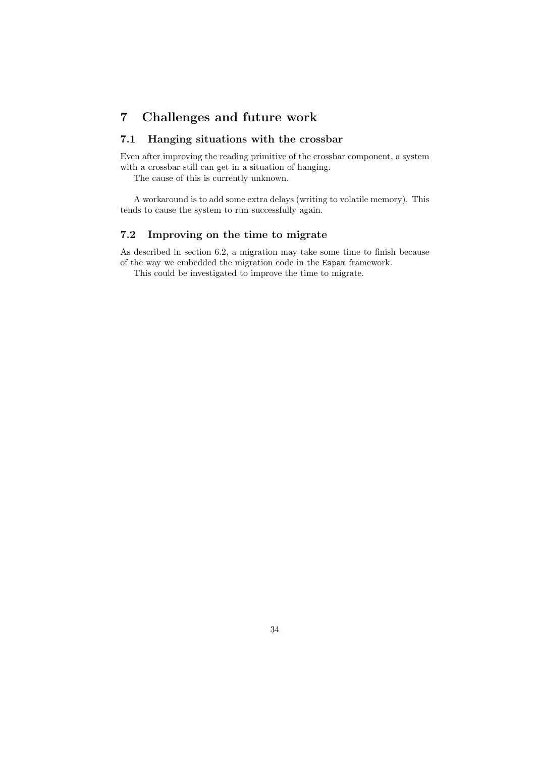# 7 Challenges and future work

## 7.1 Hanging situations with the crossbar

Even after improving the reading primitive of the crossbar component, a system with a crossbar still can get in a situation of hanging.

The cause of this is currently unknown.

A workaround is to add some extra delays (writing to volatile memory). This tends to cause the system to run successfully again.

## 7.2 Improving on the time to migrate

As described in section 6.2, a migration may take some time to finish because of the way we embedded the migration code in the `Espam` framework.

This could be investigated to improve the time to migrate.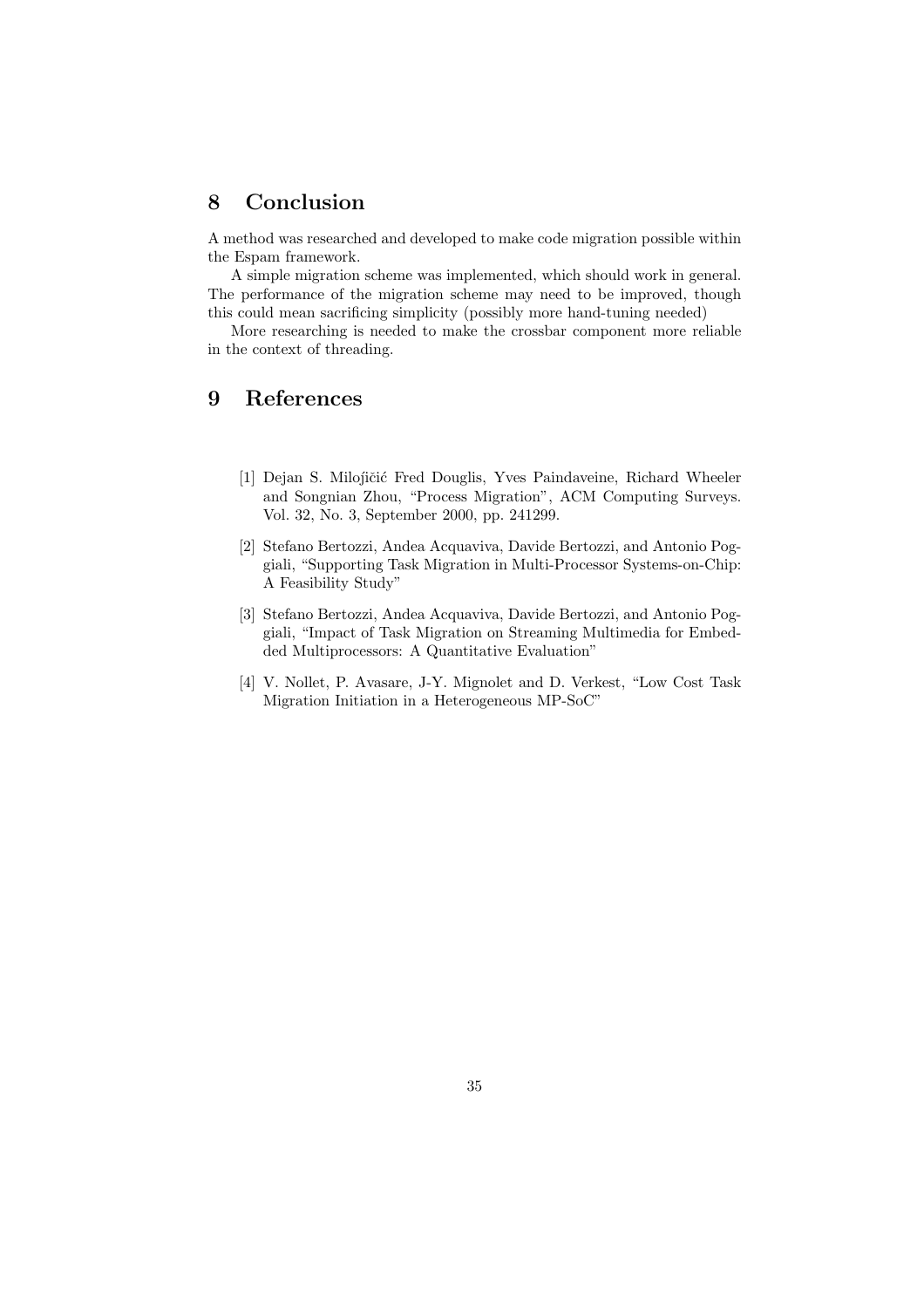# 8 Conclusion

A method was researched and developed to make code migration possible within the Espam framework.

A simple migration scheme was implemented, which should work in general. The performance of the migration scheme may need to be improved, though this could mean sacrificing simplicity (possibly more hand-tuning needed)

More researching is needed to make the crossbar component more reliable in the context of threading.

# 9 References

[1] Dejan S. Milojičić Fred Douglis, Yves Paindaveine, Richard Wheeler and Songnian Zhou, "Process Migration", ACM Computing Surveys. Vol. 32, No. 3, September 2000, pp. 241299.

[2] Stefano Bertozzi, Andea Acquaviva, Davide Bertozzi, and Antonio Poggiali, "Supporting Task Migration in Multi-Processor Systems-on-Chip: A Feasibility Study"

[3] Stefano Bertozzi, Andea Acquaviva, Davide Bertozzi, and Antonio Poggiali, "Impact of Task Migration on Streaming Multimedia for Embedded Multiprocessors: A Quantitative Evaluation"

[4] V. Nollet, P. Avasare, J-Y. Mignolet and D. Verkest, "Low Cost Task Migration Initiation in a Heterogeneous MP-SoC"